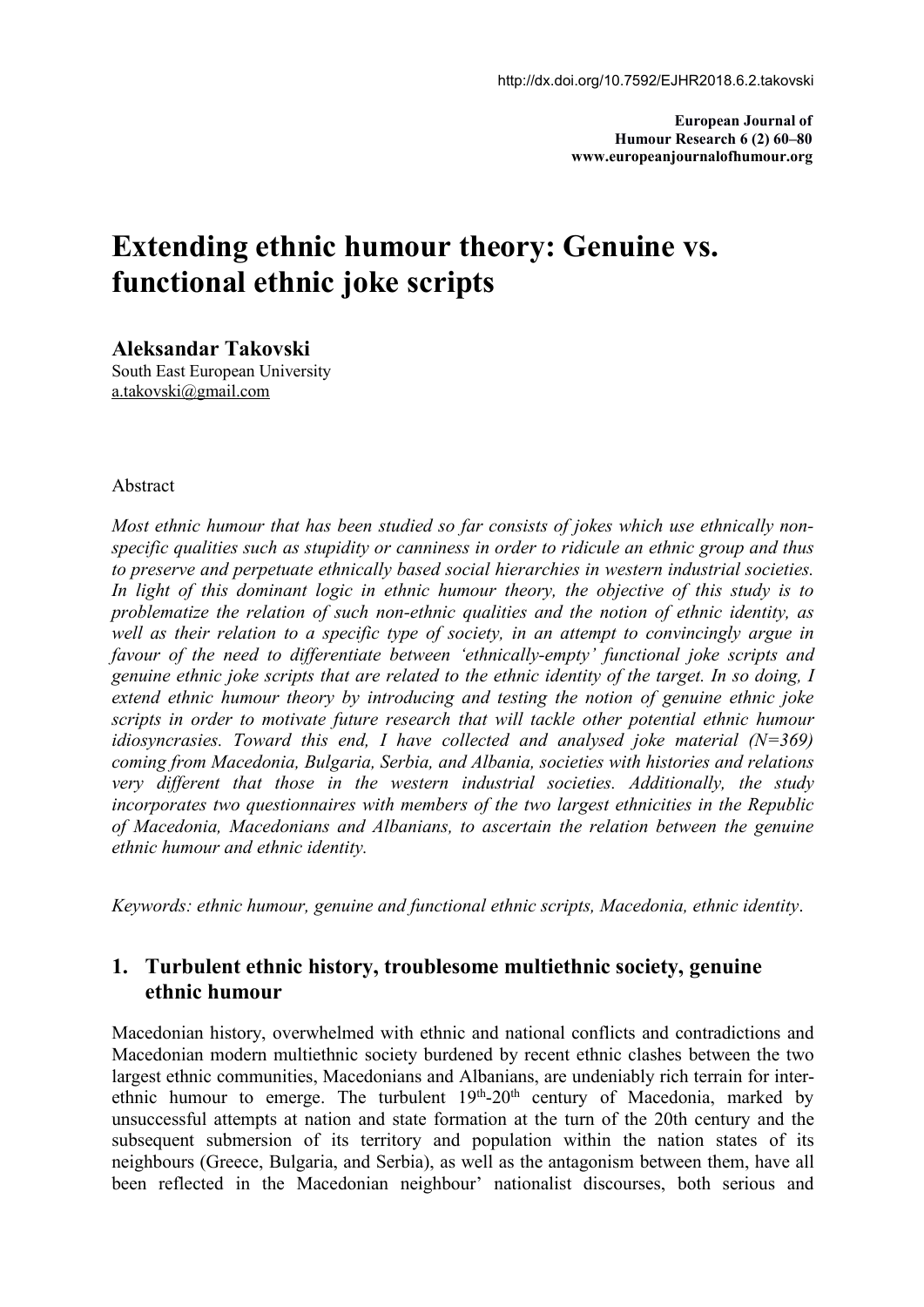http://dx.doi.org/10.7592/EJHR2018.6.2.takovski

**European Journal of Humour Research 6 (2) 60–80**
**www.europeanjournalofhumour.org**

# Extending ethnic humour theory: Genuine vs. functional ethnic joke scripts

**Aleksandar Takovski**
South East European University
a.takovski@gmail.com

Abstract

*Most ethnic humour that has been studied so far consists of jokes which use ethnically non-specific qualities such as stupidity or canniness in order to ridicule an ethnic group and thus to preserve and perpetuate ethnically based social hierarchies in western industrial societies. In light of this dominant logic in ethnic humour theory, the objective of this study is to problematize the relation of such non-ethnic qualities and the notion of ethnic identity, as well as their relation to a specific type of society, in an attempt to convincingly argue in favour of the need to differentiate between 'ethnically-empty' functional joke scripts and genuine ethnic joke scripts that are related to the ethnic identity of the target. In so doing, I extend ethnic humour theory by introducing and testing the notion of genuine ethnic joke scripts in order to motivate future research that will tackle other potential ethnic humour idiosyncrasies. Toward this end, I have collected and analysed joke material (N=369) coming from Macedonia, Bulgaria, Serbia, and Albania, societies with histories and relations very different that those in the western industrial societies. Additionally, the study incorporates two questionnaires with members of the two largest ethnicities in the Republic of Macedonia, Macedonians and Albanians, to ascertain the relation between the genuine ethnic humour and ethnic identity.*

*Keywords: ethnic humour, genuine and functional ethnic scripts, Macedonia, ethnic identity*.

## 1. Turbulent ethnic history, troublesome multiethnic society, genuine ethnic humour

Macedonian history, overwhelmed with ethnic and national conflicts and contradictions and Macedonian modern multiethnic society burdened by recent ethnic clashes between the two largest ethnic communities, Macedonians and Albanians, are undeniably rich terrain for inter-ethnic humour to emerge. The turbulent 19th-20th century of Macedonia, marked by unsuccessful attempts at nation and state formation at the turn of the 20th century and the subsequent submersion of its territory and population within the nation states of its neighbours (Greece, Bulgaria, and Serbia), as well as the antagonism between them, have all been reflected in the Macedonian neighbour' nationalist discourses, both serious and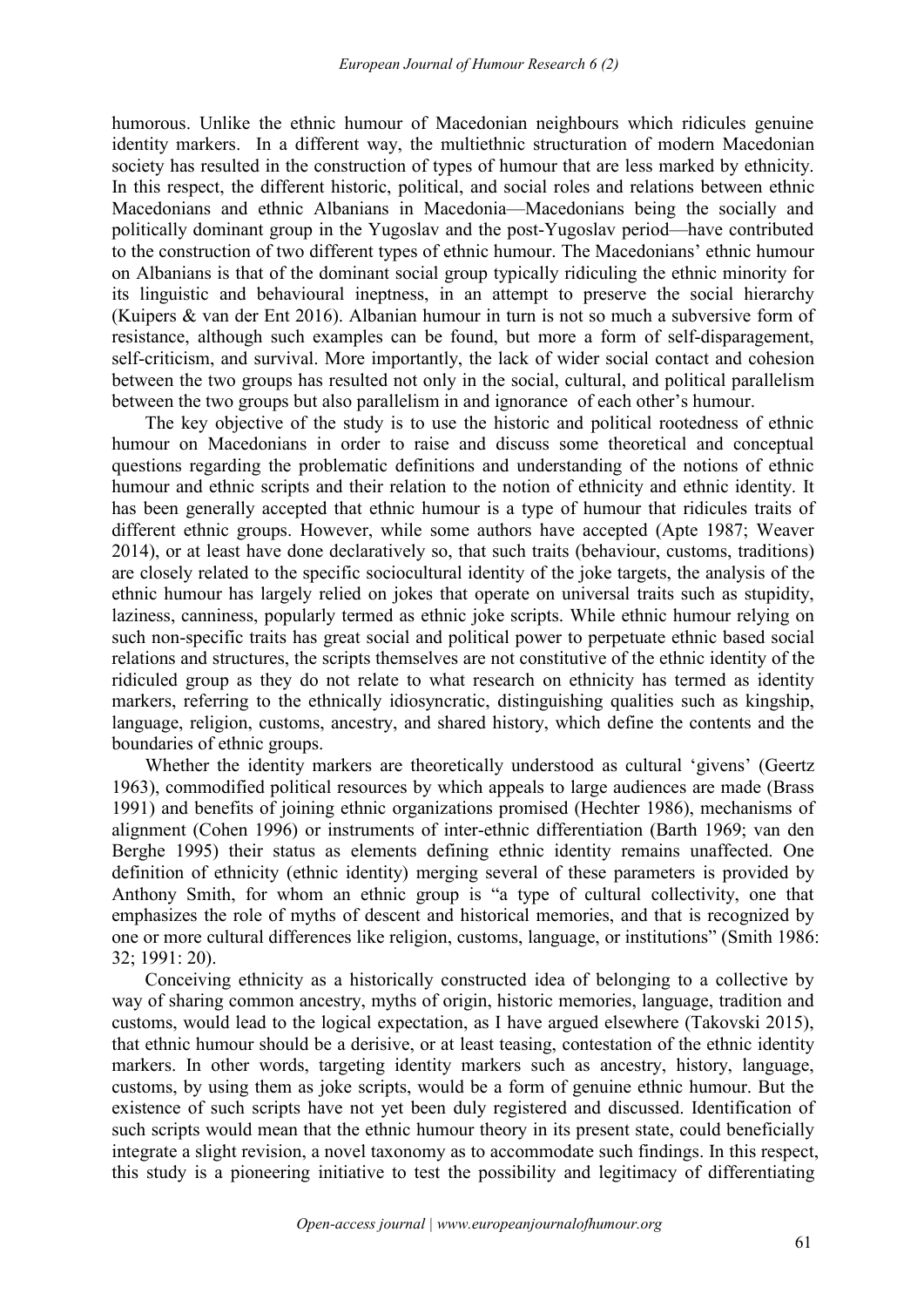humorous. Unlike the ethnic humour of Macedonian neighbours which ridicules genuine identity markers. In a different way, the multiethnic structuration of modern Macedonian society has resulted in the construction of types of humour that are less marked by ethnicity. In this respect, the different historic, political, and social roles and relations between ethnic Macedonians and ethnic Albanians in Macedonia—Macedonians being the socially and politically dominant group in the Yugoslav and the post-Yugoslav period—have contributed to the construction of two different types of ethnic humour. The Macedonians' ethnic humour on Albanians is that of the dominant social group typically ridiculing the ethnic minority for its linguistic and behavioural ineptness, in an attempt to preserve the social hierarchy (Kuipers & van der Ent 2016). Albanian humour in turn is not so much a subversive form of resistance, although such examples can be found, but more a form of self-disparagement, self-criticism, and survival. More importantly, the lack of wider social contact and cohesion between the two groups has resulted not only in the social, cultural, and political parallelism between the two groups but also parallelism in and ignorance of each other's humour.

The key objective of the study is to use the historic and political rootedness of ethnic humour on Macedonians in order to raise and discuss some theoretical and conceptual questions regarding the problematic definitions and understanding of the notions of ethnic humour and ethnic scripts and their relation to the notion of ethnicity and ethnic identity. It has been generally accepted that ethnic humour is a type of humour that ridicules traits of different ethnic groups. However, while some authors have accepted (Apte 1987; Weaver 2014), or at least have done declaratively so, that such traits (behaviour, customs, traditions) are closely related to the specific sociocultural identity of the joke targets, the analysis of the ethnic humour has largely relied on jokes that operate on universal traits such as stupidity, laziness, canniness, popularly termed as ethnic joke scripts. While ethnic humour relying on such non-specific traits has great social and political power to perpetuate ethnic based social relations and structures, the scripts themselves are not constitutive of the ethnic identity of the ridiculed group as they do not relate to what research on ethnicity has termed as identity markers, referring to the ethnically idiosyncratic, distinguishing qualities such as kingship, language, religion, customs, ancestry, and shared history, which define the contents and the boundaries of ethnic groups.

Whether the identity markers are theoretically understood as cultural 'givens' (Geertz 1963), commodified political resources by which appeals to large audiences are made (Brass 1991) and benefits of joining ethnic organizations promised (Hechter 1986), mechanisms of alignment (Cohen 1996) or instruments of inter-ethnic differentiation (Barth 1969; van den Berghe 1995) their status as elements defining ethnic identity remains unaffected. One definition of ethnicity (ethnic identity) merging several of these parameters is provided by Anthony Smith, for whom an ethnic group is "a type of cultural collectivity, one that emphasizes the role of myths of descent and historical memories, and that is recognized by one or more cultural differences like religion, customs, language, or institutions" (Smith 1986: 32; 1991: 20).

Conceiving ethnicity as a historically constructed idea of belonging to a collective by way of sharing common ancestry, myths of origin, historic memories, language, tradition and customs, would lead to the logical expectation, as I have argued elsewhere (Takovski 2015), that ethnic humour should be a derisive, or at least teasing, contestation of the ethnic identity markers. In other words, targeting identity markers such as ancestry, history, language, customs, by using them as joke scripts, would be a form of genuine ethnic humour. But the existence of such scripts have not yet been duly registered and discussed. Identification of such scripts would mean that the ethnic humour theory in its present state, could beneficially integrate a slight revision, a novel taxonomy as to accommodate such findings. In this respect, this study is a pioneering initiative to test the possibility and legitimacy of differentiating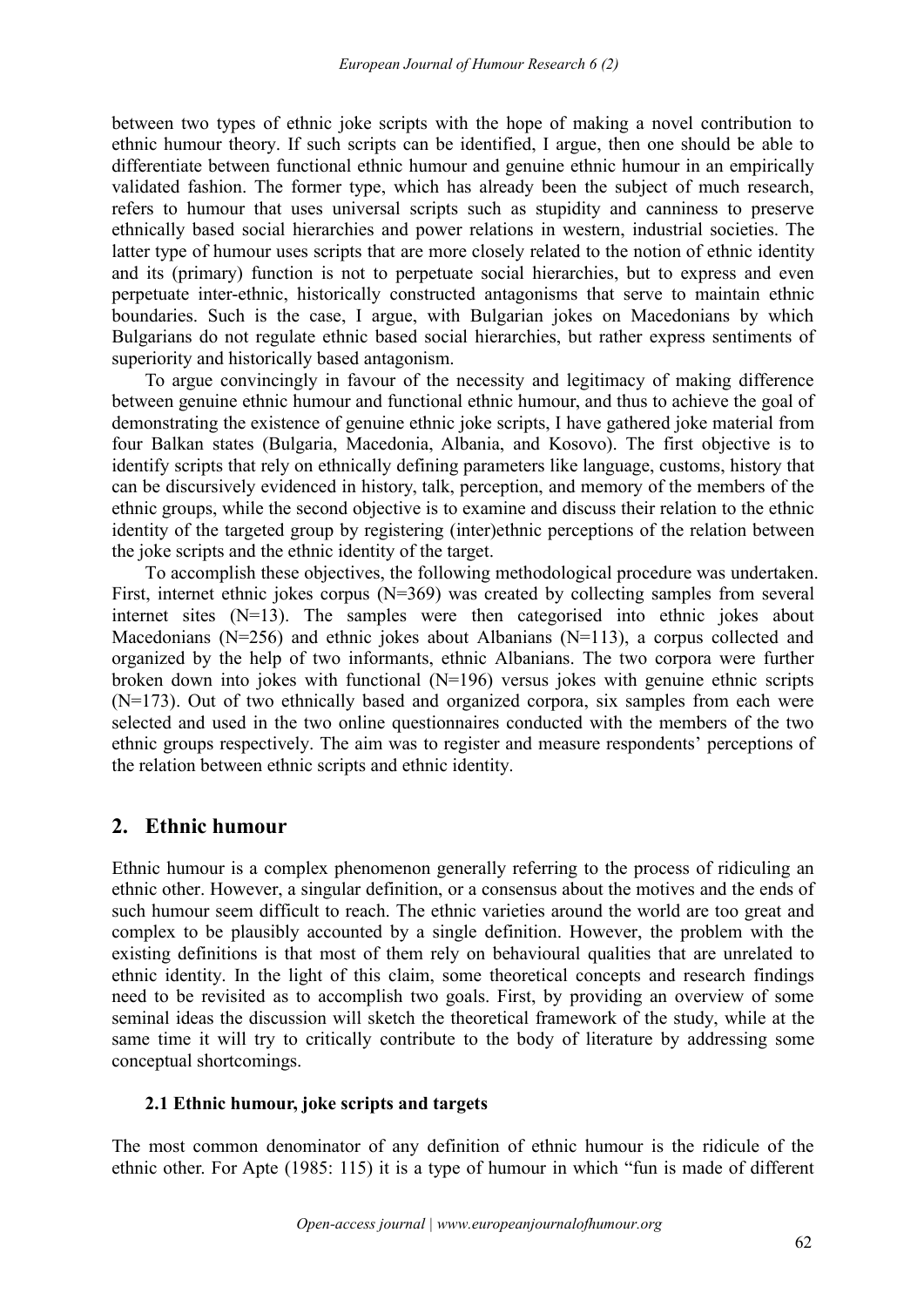between two types of ethnic joke scripts with the hope of making a novel contribution to ethnic humour theory. If such scripts can be identified, I argue, then one should be able to differentiate between functional ethnic humour and genuine ethnic humour in an empirically validated fashion. The former type, which has already been the subject of much research, refers to humour that uses universal scripts such as stupidity and canniness to preserve ethnically based social hierarchies and power relations in western, industrial societies. The latter type of humour uses scripts that are more closely related to the notion of ethnic identity and its (primary) function is not to perpetuate social hierarchies, but to express and even perpetuate inter-ethnic, historically constructed antagonisms that serve to maintain ethnic boundaries. Such is the case, I argue, with Bulgarian jokes on Macedonians by which Bulgarians do not regulate ethnic based social hierarchies, but rather express sentiments of superiority and historically based antagonism.

To argue convincingly in favour of the necessity and legitimacy of making difference between genuine ethnic humour and functional ethnic humour, and thus to achieve the goal of demonstrating the existence of genuine ethnic joke scripts, I have gathered joke material from four Balkan states (Bulgaria, Macedonia, Albania, and Kosovo). The first objective is to identify scripts that rely on ethnically defining parameters like language, customs, history that can be discursively evidenced in history, talk, perception, and memory of the members of the ethnic groups, while the second objective is to examine and discuss their relation to the ethnic identity of the targeted group by registering (inter)ethnic perceptions of the relation between the joke scripts and the ethnic identity of the target.

To accomplish these objectives, the following methodological procedure was undertaken. First, internet ethnic jokes corpus (N=369) was created by collecting samples from several internet sites (N=13). The samples were then categorised into ethnic jokes about Macedonians (N=256) and ethnic jokes about Albanians (N=113), a corpus collected and organized by the help of two informants, ethnic Albanians. The two corpora were further broken down into jokes with functional (N=196) versus jokes with genuine ethnic scripts (N=173). Out of two ethnically based and organized corpora, six samples from each were selected and used in the two online questionnaires conducted with the members of the two ethnic groups respectively. The aim was to register and measure respondents' perceptions of the relation between ethnic scripts and ethnic identity.

## 2. Ethnic humour

Ethnic humour is a complex phenomenon generally referring to the process of ridiculing an ethnic other. However, a singular definition, or a consensus about the motives and the ends of such humour seem difficult to reach. The ethnic varieties around the world are too great and complex to be plausibly accounted by a single definition. However, the problem with the existing definitions is that most of them rely on behavioural qualities that are unrelated to ethnic identity. In the light of this claim, some theoretical concepts and research findings need to be revisited as to accomplish two goals. First, by providing an overview of some seminal ideas the discussion will sketch the theoretical framework of the study, while at the same time it will try to critically contribute to the body of literature by addressing some conceptual shortcomings.

### 2.1 Ethnic humour, joke scripts and targets

The most common denominator of any definition of ethnic humour is the ridicule of the ethnic other. For Apte (1985: 115) it is a type of humour in which "fun is made of different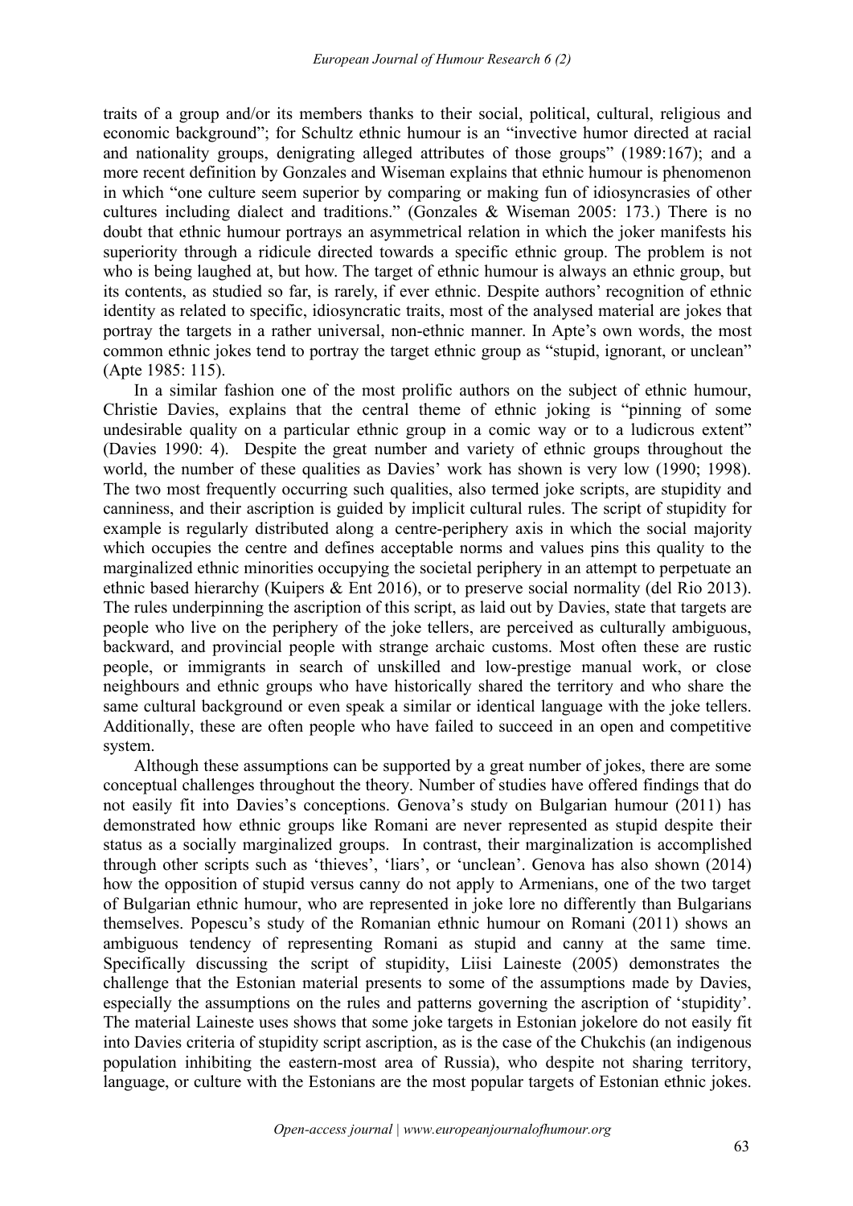traits of a group and/or its members thanks to their social, political, cultural, religious and economic background"; for Schultz ethnic humour is an "invective humor directed at racial and nationality groups, denigrating alleged attributes of those groups" (1989:167); and a more recent definition by Gonzales and Wiseman explains that ethnic humour is phenomenon in which "one culture seem superior by comparing or making fun of idiosyncrasies of other cultures including dialect and traditions." (Gonzales & Wiseman 2005: 173.) There is no doubt that ethnic humour portrays an asymmetrical relation in which the joker manifests his superiority through a ridicule directed towards a specific ethnic group. The problem is not who is being laughed at, but how. The target of ethnic humour is always an ethnic group, but its contents, as studied so far, is rarely, if ever ethnic. Despite authors' recognition of ethnic identity as related to specific, idiosyncratic traits, most of the analysed material are jokes that portray the targets in a rather universal, non-ethnic manner. In Apte's own words, the most common ethnic jokes tend to portray the target ethnic group as "stupid, ignorant, or unclean" (Apte 1985: 115).

In a similar fashion one of the most prolific authors on the subject of ethnic humour, Christie Davies, explains that the central theme of ethnic joking is "pinning of some undesirable quality on a particular ethnic group in a comic way or to a ludicrous extent" (Davies 1990: 4). Despite the great number and variety of ethnic groups throughout the world, the number of these qualities as Davies' work has shown is very low (1990; 1998). The two most frequently occurring such qualities, also termed joke scripts, are stupidity and canniness, and their ascription is guided by implicit cultural rules. The script of stupidity for example is regularly distributed along a centre-periphery axis in which the social majority which occupies the centre and defines acceptable norms and values pins this quality to the marginalized ethnic minorities occupying the societal periphery in an attempt to perpetuate an ethnic based hierarchy (Kuipers & Ent 2016), or to preserve social normality (del Rio 2013). The rules underpinning the ascription of this script, as laid out by Davies, state that targets are people who live on the periphery of the joke tellers, are perceived as culturally ambiguous, backward, and provincial people with strange archaic customs. Most often these are rustic people, or immigrants in search of unskilled and low-prestige manual work, or close neighbours and ethnic groups who have historically shared the territory and who share the same cultural background or even speak a similar or identical language with the joke tellers. Additionally, these are often people who have failed to succeed in an open and competitive system.

Although these assumptions can be supported by a great number of jokes, there are some conceptual challenges throughout the theory. Number of studies have offered findings that do not easily fit into Davies's conceptions. Genova's study on Bulgarian humour (2011) has demonstrated how ethnic groups like Romani are never represented as stupid despite their status as a socially marginalized groups. In contrast, their marginalization is accomplished through other scripts such as 'thieves', 'liars', or 'unclean'. Genova has also shown (2014) how the opposition of stupid versus canny do not apply to Armenians, one of the two target of Bulgarian ethnic humour, who are represented in joke lore no differently than Bulgarians themselves. Popescu's study of the Romanian ethnic humour on Romani (2011) shows an ambiguous tendency of representing Romani as stupid and canny at the same time. Specifically discussing the script of stupidity, Liisi Laineste (2005) demonstrates the challenge that the Estonian material presents to some of the assumptions made by Davies, especially the assumptions on the rules and patterns governing the ascription of 'stupidity'. The material Laineste uses shows that some joke targets in Estonian jokelore do not easily fit into Davies criteria of stupidity script ascription, as is the case of the Chukchis (an indigenous population inhibiting the eastern-most area of Russia), who despite not sharing territory, language, or culture with the Estonians are the most popular targets of Estonian ethnic jokes.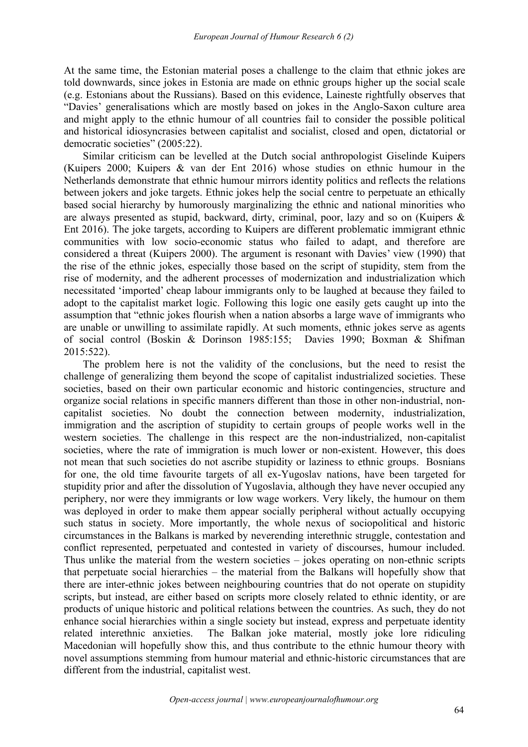At the same time, the Estonian material poses a challenge to the claim that ethnic jokes are told downwards, since jokes in Estonia are made on ethnic groups higher up the social scale (e.g. Estonians about the Russians). Based on this evidence, Laineste rightfully observes that "Davies' generalisations which are mostly based on jokes in the Anglo-Saxon culture area and might apply to the ethnic humour of all countries fail to consider the possible political and historical idiosyncrasies between capitalist and socialist, closed and open, dictatorial or democratic societies" (2005:22).

Similar criticism can be levelled at the Dutch social anthropologist Giselinde Kuipers (Kuipers 2000; Kuipers & van der Ent 2016) whose studies on ethnic humour in the Netherlands demonstrate that ethnic humour mirrors identity politics and reflects the relations between jokers and joke targets. Ethnic jokes help the social centre to perpetuate an ethically based social hierarchy by humorously marginalizing the ethnic and national minorities who are always presented as stupid, backward, dirty, criminal, poor, lazy and so on (Kuipers & Ent 2016). The joke targets, according to Kuipers are different problematic immigrant ethnic communities with low socio-economic status who failed to adapt, and therefore are considered a threat (Kuipers 2000). The argument is resonant with Davies' view (1990) that the rise of the ethnic jokes, especially those based on the script of stupidity, stem from the rise of modernity, and the adherent processes of modernization and industrialization which necessitated 'imported' cheap labour immigrants only to be laughed at because they failed to adopt to the capitalist market logic. Following this logic one easily gets caught up into the assumption that "ethnic jokes flourish when a nation absorbs a large wave of immigrants who are unable or unwilling to assimilate rapidly. At such moments, ethnic jokes serve as agents of social control (Boskin & Dorinson 1985:155; Davies 1990; Boxman & Shifman 2015:522).

The problem here is not the validity of the conclusions, but the need to resist the challenge of generalizing them beyond the scope of capitalist industrialized societies. These societies, based on their own particular economic and historic contingencies, structure and organize social relations in specific manners different than those in other non-industrial, non-capitalist societies. No doubt the connection between modernity, industrialization, immigration and the ascription of stupidity to certain groups of people works well in the western societies. The challenge in this respect are the non-industrialized, non-capitalist societies, where the rate of immigration is much lower or non-existent. However, this does not mean that such societies do not ascribe stupidity or laziness to ethnic groups. Bosnians for one, the old time favourite targets of all ex-Yugoslav nations, have been targeted for stupidity prior and after the dissolution of Yugoslavia, although they have never occupied any periphery, nor were they immigrants or low wage workers. Very likely, the humour on them was deployed in order to make them appear socially peripheral without actually occupying such status in society. More importantly, the whole nexus of sociopolitical and historic circumstances in the Balkans is marked by neverending interethnic struggle, contestation and conflict represented, perpetuated and contested in variety of discourses, humour included. Thus unlike the material from the western societies – jokes operating on non-ethnic scripts that perpetuate social hierarchies – the material from the Balkans will hopefully show that there are inter-ethnic jokes between neighbouring countries that do not operate on stupidity scripts, but instead, are either based on scripts more closely related to ethnic identity, or are products of unique historic and political relations between the countries. As such, they do not enhance social hierarchies within a single society but instead, express and perpetuate identity related interethnic anxieties. The Balkan joke material, mostly joke lore ridiculing Macedonian will hopefully show this, and thus contribute to the ethnic humour theory with novel assumptions stemming from humour material and ethnic-historic circumstances that are different from the industrial, capitalist west.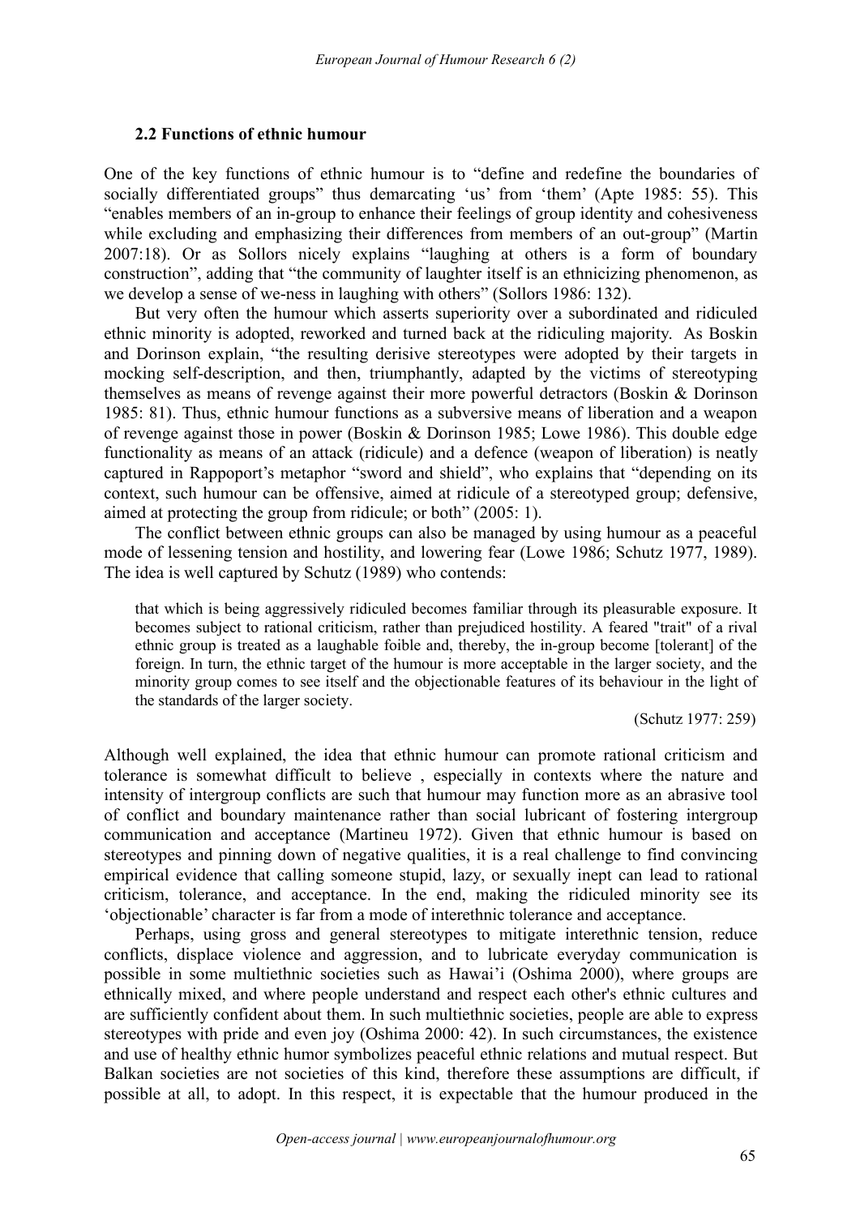### 2.2 Functions of ethnic humour

One of the key functions of ethnic humour is to "define and redefine the boundaries of socially differentiated groups" thus demarcating 'us' from 'them' (Apte 1985: 55). This "enables members of an in-group to enhance their feelings of group identity and cohesiveness while excluding and emphasizing their differences from members of an out-group" (Martin 2007:18). Or as Sollors nicely explains "laughing at others is a form of boundary construction", adding that "the community of laughter itself is an ethnicizing phenomenon, as we develop a sense of we-ness in laughing with others" (Sollors 1986: 132).

But very often the humour which asserts superiority over a subordinated and ridiculed ethnic minority is adopted, reworked and turned back at the ridiculing majority. As Boskin and Dorinson explain, "the resulting derisive stereotypes were adopted by their targets in mocking self-description, and then, triumphantly, adapted by the victims of stereotyping themselves as means of revenge against their more powerful detractors (Boskin & Dorinson 1985: 81). Thus, ethnic humour functions as a subversive means of liberation and a weapon of revenge against those in power (Boskin & Dorinson 1985; Lowe 1986). This double edge functionality as means of an attack (ridicule) and a defence (weapon of liberation) is neatly captured in Rappoport's metaphor "sword and shield", who explains that "depending on its context, such humour can be offensive, aimed at ridicule of a stereotyped group; defensive, aimed at protecting the group from ridicule; or both" (2005: 1).

The conflict between ethnic groups can also be managed by using humour as a peaceful mode of lessening tension and hostility, and lowering fear (Lowe 1986; Schutz 1977, 1989). The idea is well captured by Schutz (1989) who contends:

> that which is being aggressively ridiculed becomes familiar through its pleasurable exposure. It becomes subject to rational criticism, rather than prejudiced hostility. A feared "trait" of a rival ethnic group is treated as a laughable foible and, thereby, the in-group become [tolerant] of the foreign. In turn, the ethnic target of the humour is more acceptable in the larger society, and the minority group comes to see itself and the objectionable features of its behaviour in the light of the standards of the larger society.
>
> (Schutz 1977: 259)

Although well explained, the idea that ethnic humour can promote rational criticism and tolerance is somewhat difficult to believe , especially in contexts where the nature and intensity of intergroup conflicts are such that humour may function more as an abrasive tool of conflict and boundary maintenance rather than social lubricant of fostering intergroup communication and acceptance (Martineu 1972). Given that ethnic humour is based on stereotypes and pinning down of negative qualities, it is a real challenge to find convincing empirical evidence that calling someone stupid, lazy, or sexually inept can lead to rational criticism, tolerance, and acceptance. In the end, making the ridiculed minority see its 'objectionable' character is far from a mode of interethnic tolerance and acceptance.

Perhaps, using gross and general stereotypes to mitigate interethnic tension, reduce conflicts, displace violence and aggression, and to lubricate everyday communication is possible in some multiethnic societies such as Hawai'i (Oshima 2000), where groups are ethnically mixed, and where people understand and respect each other's ethnic cultures and are sufficiently confident about them. In such multiethnic societies, people are able to express stereotypes with pride and even joy (Oshima 2000: 42). In such circumstances, the existence and use of healthy ethnic humor symbolizes peaceful ethnic relations and mutual respect. But Balkan societies are not societies of this kind, therefore these assumptions are difficult, if possible at all, to adopt. In this respect, it is expectable that the humour produced in the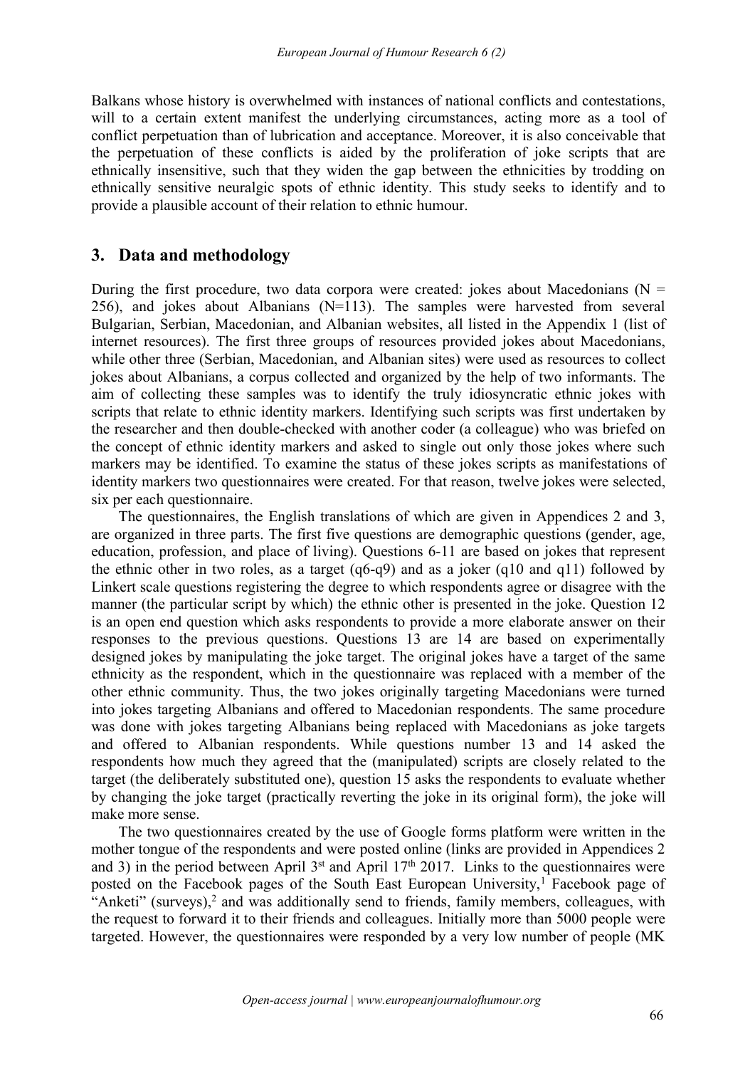Balkans whose history is overwhelmed with instances of national conflicts and contestations, will to a certain extent manifest the underlying circumstances, acting more as a tool of conflict perpetuation than of lubrication and acceptance. Moreover, it is also conceivable that the perpetuation of these conflicts is aided by the proliferation of joke scripts that are ethnically insensitive, such that they widen the gap between the ethnicities by trodding on ethnically sensitive neuralgic spots of ethnic identity. This study seeks to identify and to provide a plausible account of their relation to ethnic humour.

## 3. Data and methodology

During the first procedure, two data corpora were created: jokes about Macedonians (N = 256), and jokes about Albanians (N=113). The samples were harvested from several Bulgarian, Serbian, Macedonian, and Albanian websites, all listed in the Appendix 1 (list of internet resources). The first three groups of resources provided jokes about Macedonians, while other three (Serbian, Macedonian, and Albanian sites) were used as resources to collect jokes about Albanians, a corpus collected and organized by the help of two informants. The aim of collecting these samples was to identify the truly idiosyncratic ethnic jokes with scripts that relate to ethnic identity markers. Identifying such scripts was first undertaken by the researcher and then double-checked with another coder (a colleague) who was briefed on the concept of ethnic identity markers and asked to single out only those jokes where such markers may be identified. To examine the status of these jokes scripts as manifestations of identity markers two questionnaires were created. For that reason, twelve jokes were selected, six per each questionnaire.

The questionnaires, the English translations of which are given in Appendices 2 and 3, are organized in three parts. The first five questions are demographic questions (gender, age, education, profession, and place of living). Questions 6-11 are based on jokes that represent the ethnic other in two roles, as a target (q6-q9) and as a joker (q10 and q11) followed by Linkert scale questions registering the degree to which respondents agree or disagree with the manner (the particular script by which) the ethnic other is presented in the joke. Question 12 is an open end question which asks respondents to provide a more elaborate answer on their responses to the previous questions. Questions 13 are 14 are based on experimentally designed jokes by manipulating the joke target. The original jokes have a target of the same ethnicity as the respondent, which in the questionnaire was replaced with a member of the other ethnic community. Thus, the two jokes originally targeting Macedonians were turned into jokes targeting Albanians and offered to Macedonian respondents. The same procedure was done with jokes targeting Albanians being replaced with Macedonians as joke targets and offered to Albanian respondents. While questions number 13 and 14 asked the respondents how much they agreed that the (manipulated) scripts are closely related to the target (the deliberately substituted one), question 15 asks the respondents to evaluate whether by changing the joke target (practically reverting the joke in its original form), the joke will make more sense.

The two questionnaires created by the use of Google forms platform were written in the mother tongue of the respondents and were posted online (links are provided in Appendices 2 and 3) in the period between April 3rd and April 17th 2017. Links to the questionnaires were posted on the Facebook pages of the South East European University,[1] Facebook page of "Anketi" (surveys),[2] and was additionally send to friends, family members, colleagues, with the request to forward it to their friends and colleagues. Initially more than 5000 people were targeted. However, the questionnaires were responded by a very low number of people (MK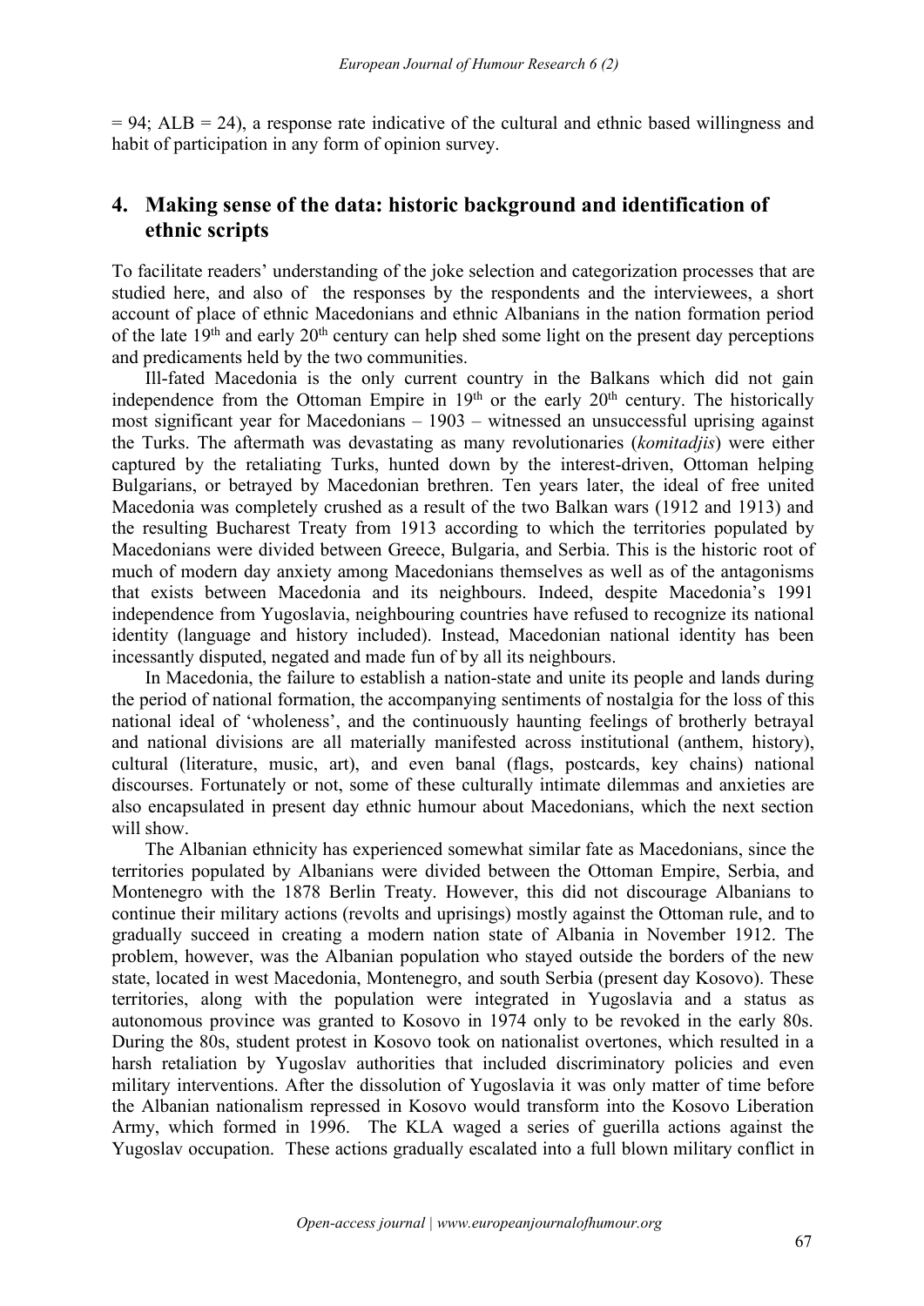= 94; ALB = 24), a response rate indicative of the cultural and ethnic based willingness and habit of participation in any form of opinion survey.

## 4. Making sense of the data: historic background and identification of ethnic scripts

To facilitate readers' understanding of the joke selection and categorization processes that are studied here, and also of the responses by the respondents and the interviewees, a short account of place of ethnic Macedonians and ethnic Albanians in the nation formation period of the late 19th and early 20th century can help shed some light on the present day perceptions and predicaments held by the two communities.

Ill-fated Macedonia is the only current country in the Balkans which did not gain independence from the Ottoman Empire in 19th or the early 20th century. The historically most significant year for Macedonians – 1903 – witnessed an unsuccessful uprising against the Turks. The aftermath was devastating as many revolutionaries (*komitadjis*) were either captured by the retaliating Turks, hunted down by the interest-driven, Ottoman helping Bulgarians, or betrayed by Macedonian brethren. Ten years later, the ideal of free united Macedonia was completely crushed as a result of the two Balkan wars (1912 and 1913) and the resulting Bucharest Treaty from 1913 according to which the territories populated by Macedonians were divided between Greece, Bulgaria, and Serbia. This is the historic root of much of modern day anxiety among Macedonians themselves as well as of the antagonisms that exists between Macedonia and its neighbours. Indeed, despite Macedonia's 1991 independence from Yugoslavia, neighbouring countries have refused to recognize its national identity (language and history included). Instead, Macedonian national identity has been incessantly disputed, negated and made fun of by all its neighbours.

In Macedonia, the failure to establish a nation-state and unite its people and lands during the period of national formation, the accompanying sentiments of nostalgia for the loss of this national ideal of 'wholeness', and the continuously haunting feelings of brotherly betrayal and national divisions are all materially manifested across institutional (anthem, history), cultural (literature, music, art), and even banal (flags, postcards, key chains) national discourses. Fortunately or not, some of these culturally intimate dilemmas and anxieties are also encapsulated in present day ethnic humour about Macedonians, which the next section will show.

The Albanian ethnicity has experienced somewhat similar fate as Macedonians, since the territories populated by Albanians were divided between the Ottoman Empire, Serbia, and Montenegro with the 1878 Berlin Treaty. However, this did not discourage Albanians to continue their military actions (revolts and uprisings) mostly against the Ottoman rule, and to gradually succeed in creating a modern nation state of Albania in November 1912. The problem, however, was the Albanian population who stayed outside the borders of the new state, located in west Macedonia, Montenegro, and south Serbia (present day Kosovo). These territories, along with the population were integrated in Yugoslavia and a status as autonomous province was granted to Kosovo in 1974 only to be revoked in the early 80s. During the 80s, student protest in Kosovo took on nationalist overtones, which resulted in a harsh retaliation by Yugoslav authorities that included discriminatory policies and even military interventions. After the dissolution of Yugoslavia it was only matter of time before the Albanian nationalism repressed in Kosovo would transform into the Kosovo Liberation Army, which formed in 1996. The KLA waged a series of guerilla actions against the Yugoslav occupation. These actions gradually escalated into a full blown military conflict in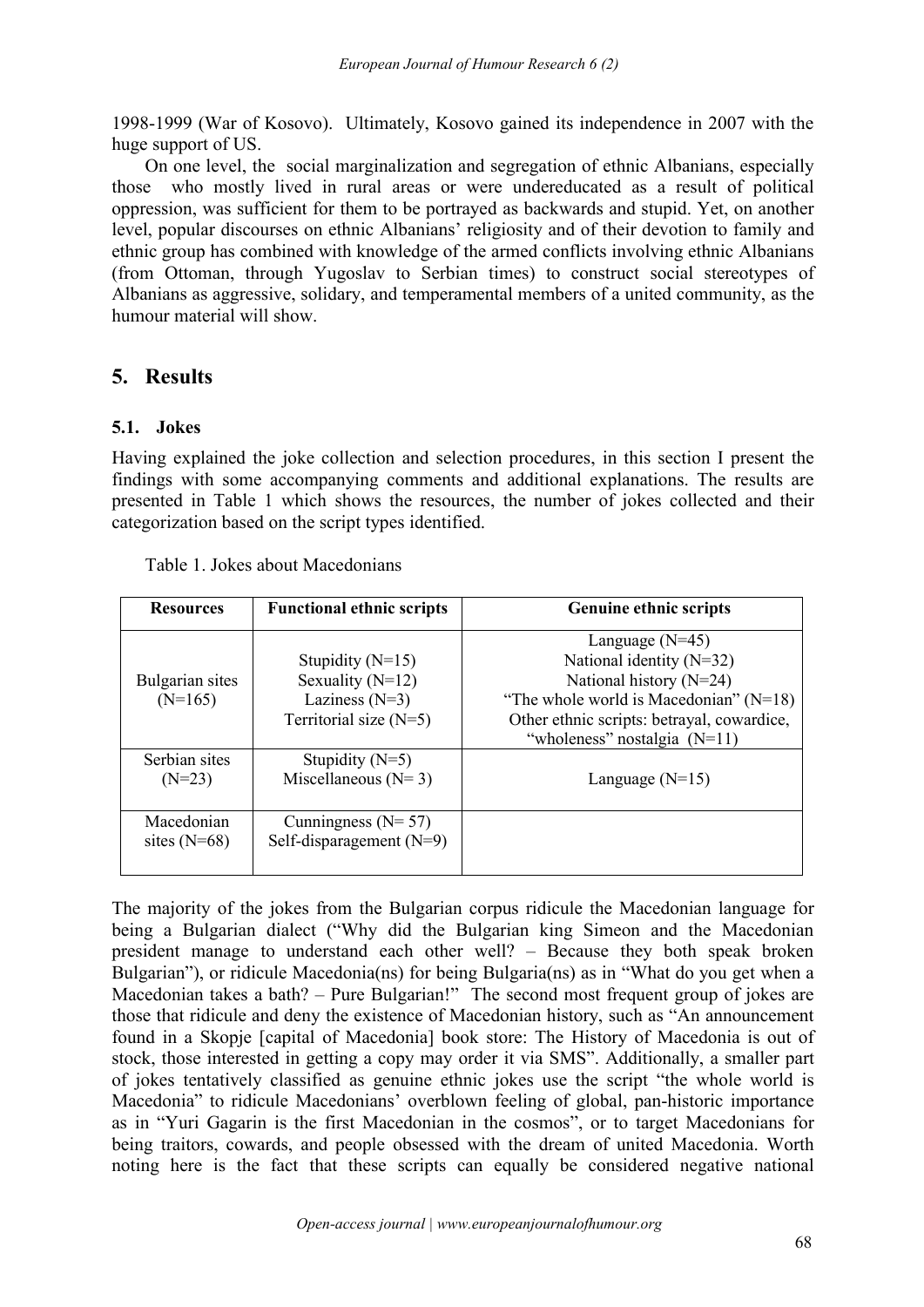1998-1999 (War of Kosovo). Ultimately, Kosovo gained its independence in 2007 with the huge support of US.

On one level, the social marginalization and segregation of ethnic Albanians, especially those who mostly lived in rural areas or were undereducated as a result of political oppression, was sufficient for them to be portrayed as backwards and stupid. Yet, on another level, popular discourses on ethnic Albanians' religiosity and of their devotion to family and ethnic group has combined with knowledge of the armed conflicts involving ethnic Albanians (from Ottoman, through Yugoslav to Serbian times) to construct social stereotypes of Albanians as aggressive, solidary, and temperamental members of a united community, as the humour material will show.

## 5. Results

### 5.1. Jokes

Having explained the joke collection and selection procedures, in this section I present the findings with some accompanying comments and additional explanations. The results are presented in Table 1 which shows the resources, the number of jokes collected and their categorization based on the script types identified.

Table 1. Jokes about Macedonians

| Resources | Functional ethnic scripts | Genuine ethnic scripts |
|---|---|---|
| Bulgarian sites (N=165) | Stupidity (N=15)<br>Sexuality (N=12)<br>Laziness (N=3)<br>Territorial size (N=5) | Language (N=45)<br>National identity (N=32)<br>National history (N=24)<br>"The whole world is Macedonian" (N=18)<br>Other ethnic scripts: betrayal, cowardice, "wholeness" nostalgia (N=11) |
| Serbian sites (N=23) | Stupidity (N=5)<br>Miscellaneous (N= 3) | Language (N=15) |
| Macedonian sites (N=68) | Cunningness (N= 57)<br>Self-disparagement (N=9) | |

The majority of the jokes from the Bulgarian corpus ridicule the Macedonian language for being a Bulgarian dialect ("Why did the Bulgarian king Simeon and the Macedonian president manage to understand each other well? – Because they both speak broken Bulgarian"), or ridicule Macedonia(ns) for being Bulgaria(ns) as in "What do you get when a Macedonian takes a bath? – Pure Bulgarian!" The second most frequent group of jokes are those that ridicule and deny the existence of Macedonian history, such as "An announcement found in a Skopje [capital of Macedonia] book store: The History of Macedonia is out of stock, those interested in getting a copy may order it via SMS". Additionally, a smaller part of jokes tentatively classified as genuine ethnic jokes use the script "the whole world is Macedonia" to ridicule Macedonians' overblown feeling of global, pan-historic importance as in "Yuri Gagarin is the first Macedonian in the cosmos", or to target Macedonians for being traitors, cowards, and people obsessed with the dream of united Macedonia. Worth noting here is the fact that these scripts can equally be considered negative national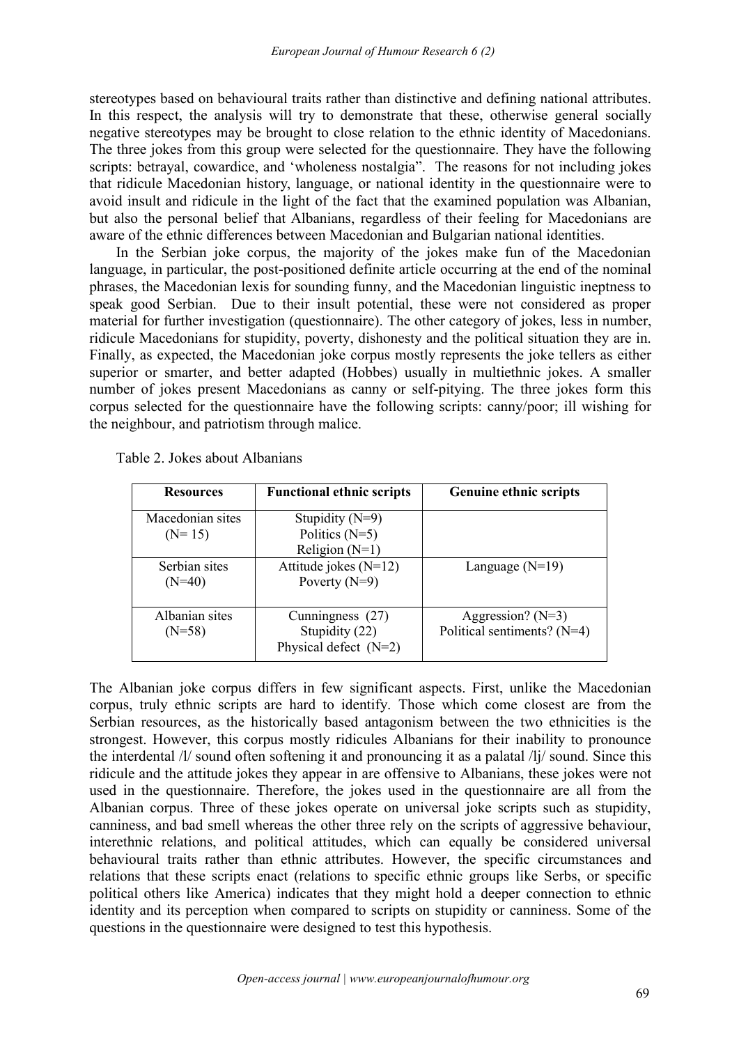stereotypes based on behavioural traits rather than distinctive and defining national attributes. In this respect, the analysis will try to demonstrate that these, otherwise general socially negative stereotypes may be brought to close relation to the ethnic identity of Macedonians. The three jokes from this group were selected for the questionnaire. They have the following scripts: betrayal, cowardice, and 'wholeness nostalgia". The reasons for not including jokes that ridicule Macedonian history, language, or national identity in the questionnaire were to avoid insult and ridicule in the light of the fact that the examined population was Albanian, but also the personal belief that Albanians, regardless of their feeling for Macedonians are aware of the ethnic differences between Macedonian and Bulgarian national identities.

In the Serbian joke corpus, the majority of the jokes make fun of the Macedonian language, in particular, the post-positioned definite article occurring at the end of the nominal phrases, the Macedonian lexis for sounding funny, and the Macedonian linguistic ineptness to speak good Serbian. Due to their insult potential, these were not considered as proper material for further investigation (questionnaire). The other category of jokes, less in number, ridicule Macedonians for stupidity, poverty, dishonesty and the political situation they are in. Finally, as expected, the Macedonian joke corpus mostly represents the joke tellers as either superior or smarter, and better adapted (Hobbes) usually in multiethnic jokes. A smaller number of jokes present Macedonians as canny or self-pitying. The three jokes form this corpus selected for the questionnaire have the following scripts: canny/poor; ill wishing for the neighbour, and patriotism through malice.

Table 2. Jokes about Albanians

| Resources | Functional ethnic scripts | Genuine ethnic scripts |
|---|---|---|
| Macedonian sites (N= 15) | Stupidity (N=9)<br>Politics (N=5)<br>Religion (N=1) | |
| Serbian sites (N=40) | Attitude jokes (N=12)<br>Poverty (N=9) | Language (N=19) |
| Albanian sites (N=58) | Cunningness (27)<br>Stupidity (22)<br>Physical defect (N=2) | Aggression? (N=3)<br>Political sentiments? (N=4) |

The Albanian joke corpus differs in few significant aspects. First, unlike the Macedonian corpus, truly ethnic scripts are hard to identify. Those which come closest are from the Serbian resources, as the historically based antagonism between the two ethnicities is the strongest. However, this corpus mostly ridicules Albanians for their inability to pronounce the interdental /l/ sound often softening it and pronouncing it as a palatal /lj/ sound. Since this ridicule and the attitude jokes they appear in are offensive to Albanians, these jokes were not used in the questionnaire. Therefore, the jokes used in the questionnaire are all from the Albanian corpus. Three of these jokes operate on universal joke scripts such as stupidity, canniness, and bad smell whereas the other three rely on the scripts of aggressive behaviour, interethnic relations, and political attitudes, which can equally be considered universal behavioural traits rather than ethnic attributes. However, the specific circumstances and relations that these scripts enact (relations to specific ethnic groups like Serbs, or specific political others like America) indicates that they might hold a deeper connection to ethnic identity and its perception when compared to scripts on stupidity or canniness. Some of the questions in the questionnaire were designed to test this hypothesis.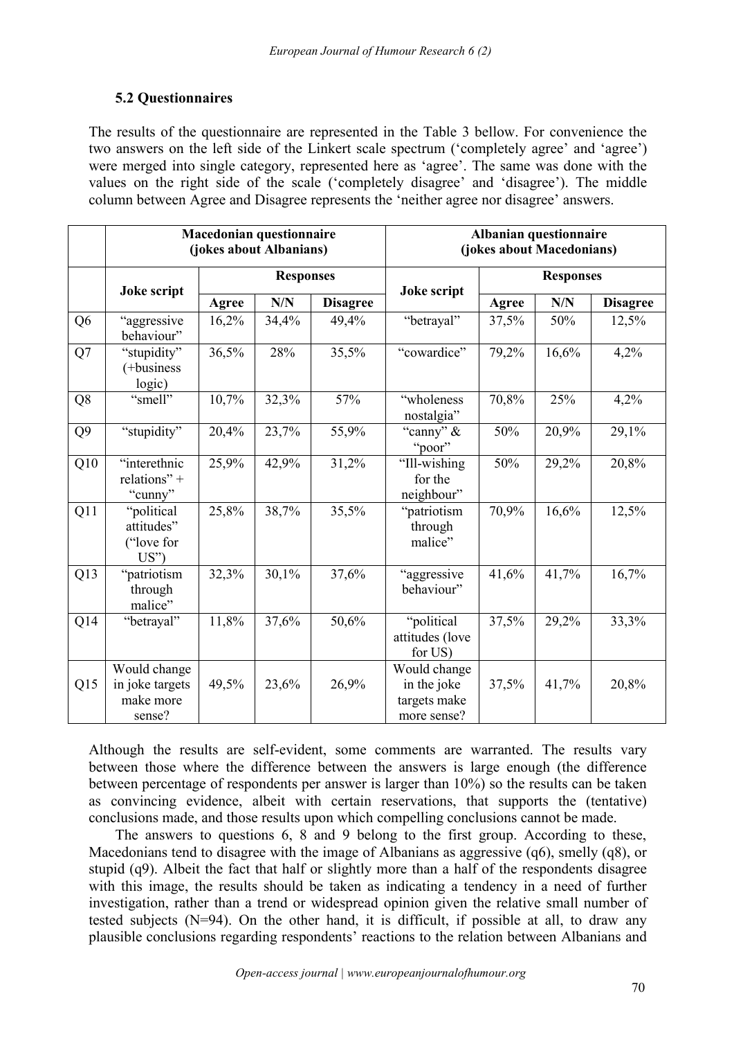### 5.2 Questionnaires

The results of the questionnaire are represented in the Table 3 bellow. For convenience the two answers on the left side of the Linkert scale spectrum ('completely agree' and 'agree') were merged into single category, represented here as 'agree'. The same was done with the values on the right side of the scale ('completely disagree' and 'disagree'). The middle column between Agree and Disagree represents the 'neither agree nor disagree' answers.

| | Macedonian questionnaire (jokes about Albanians) | | | | Albanian questionnaire (jokes about Macedonians) | | | |
|---|---|---|---|---|---|---|---|---|
| | Joke script | Responses | | | Joke script | Responses | | |
| | | Agree | N/N | Disagree | | Agree | N/N | Disagree |
| Q6 | "aggressive behaviour" | 16,2% | 34,4% | 49,4% | "betrayal" | 37,5% | 50% | 12,5% |
| Q7 | "stupidity" (+business logic) | 36,5% | 28% | 35,5% | "cowardice" | 79,2% | 16,6% | 4,2% |
| Q8 | "smell" | 10,7% | 32,3% | 57% | "wholeness nostalgia" | 70,8% | 25% | 4,2% |
| Q9 | "stupidity" | 20,4% | 23,7% | 55,9% | "canny" & "poor" | 50% | 20,9% | 29,1% |
| Q10 | "interethnic relations" + "cunny" | 25,9% | 42,9% | 31,2% | "Ill-wishing for the neighbour" | 50% | 29,2% | 20,8% |
| Q11 | "political attitudes" ("love for US") | 25,8% | 38,7% | 35,5% | "patriotism through malice" | 70,9% | 16,6% | 12,5% |
| Q13 | "patriotism through malice" | 32,3% | 30,1% | 37,6% | "aggressive behaviour" | 41,6% | 41,7% | 16,7% |
| Q14 | "betrayal" | 11,8% | 37,6% | 50,6% | "political attitudes (love for US) | 37,5% | 29,2% | 33,3% |
| Q15 | Would change in joke targets make more sense? | 49,5% | 23,6% | 26,9% | Would change in the joke targets make more sense? | 37,5% | 41,7% | 20,8% |

Although the results are self-evident, some comments are warranted. The results vary between those where the difference between the answers is large enough (the difference between percentage of respondents per answer is larger than 10%) so the results can be taken as convincing evidence, albeit with certain reservations, that supports the (tentative) conclusions made, and those results upon which compelling conclusions cannot be made.

The answers to questions 6, 8 and 9 belong to the first group. According to these, Macedonians tend to disagree with the image of Albanians as aggressive (q6), smelly (q8), or stupid (q9). Albeit the fact that half or slightly more than a half of the respondents disagree with this image, the results should be taken as indicating a tendency in a need of further investigation, rather than a trend or widespread opinion given the relative small number of tested subjects (N=94). On the other hand, it is difficult, if possible at all, to draw any plausible conclusions regarding respondents' reactions to the relation between Albanians and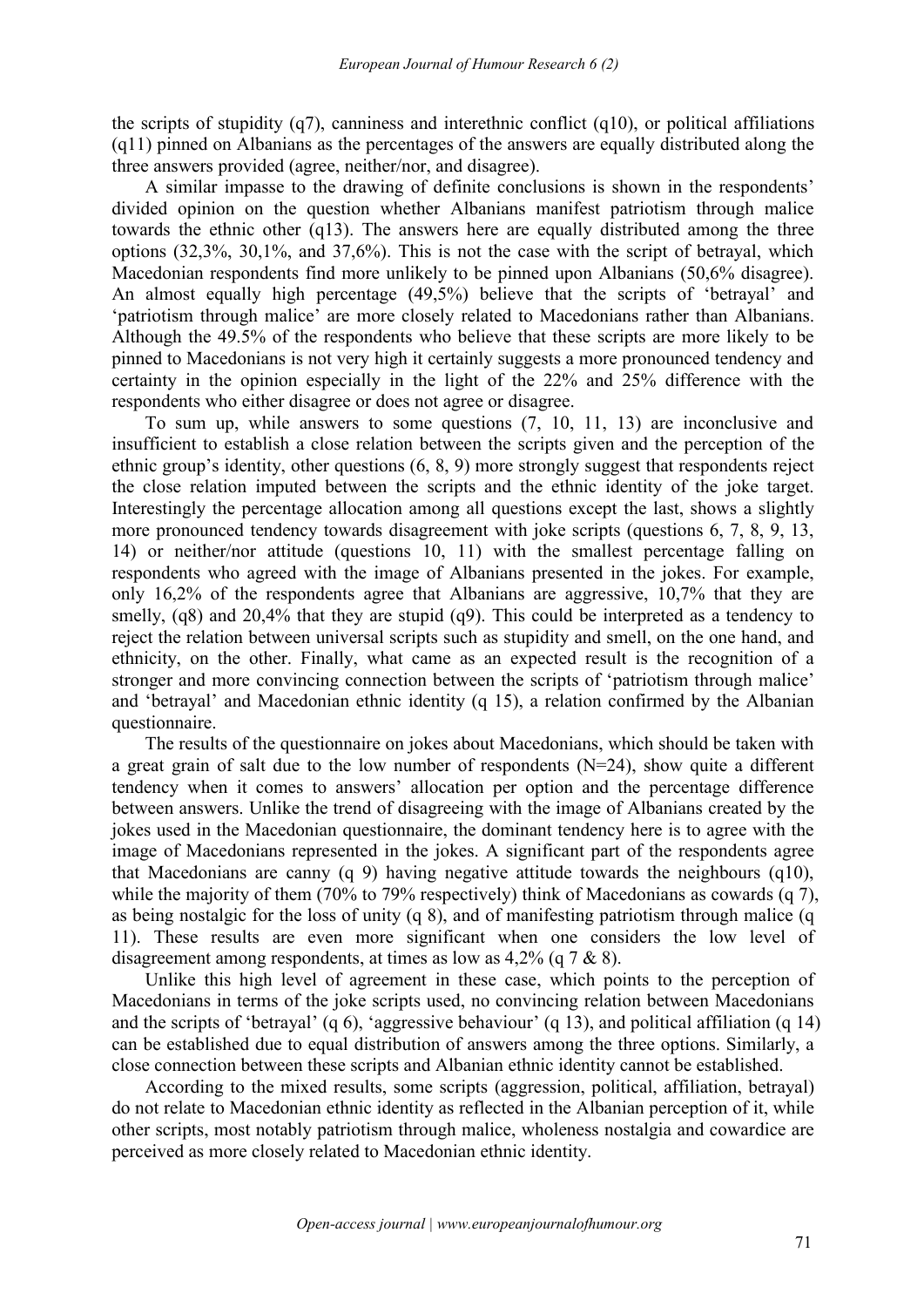the scripts of stupidity (q7), canniness and interethnic conflict (q10), or political affiliations (q11) pinned on Albanians as the percentages of the answers are equally distributed along the three answers provided (agree, neither/nor, and disagree).

A similar impasse to the drawing of definite conclusions is shown in the respondents' divided opinion on the question whether Albanians manifest patriotism through malice towards the ethnic other (q13). The answers here are equally distributed among the three options (32,3%, 30,1%, and 37,6%). This is not the case with the script of betrayal, which Macedonian respondents find more unlikely to be pinned upon Albanians (50,6% disagree). An almost equally high percentage (49,5%) believe that the scripts of 'betrayal' and 'patriotism through malice' are more closely related to Macedonians rather than Albanians. Although the 49.5% of the respondents who believe that these scripts are more likely to be pinned to Macedonians is not very high it certainly suggests a more pronounced tendency and certainty in the opinion especially in the light of the 22% and 25% difference with the respondents who either disagree or does not agree or disagree.

To sum up, while answers to some questions (7, 10, 11, 13) are inconclusive and insufficient to establish a close relation between the scripts given and the perception of the ethnic group's identity, other questions (6, 8, 9) more strongly suggest that respondents reject the close relation imputed between the scripts and the ethnic identity of the joke target. Interestingly the percentage allocation among all questions except the last, shows a slightly more pronounced tendency towards disagreement with joke scripts (questions 6, 7, 8, 9, 13, 14) or neither/nor attitude (questions 10, 11) with the smallest percentage falling on respondents who agreed with the image of Albanians presented in the jokes. For example, only 16,2% of the respondents agree that Albanians are aggressive, 10,7% that they are smelly, (q8) and 20,4% that they are stupid (q9). This could be interpreted as a tendency to reject the relation between universal scripts such as stupidity and smell, on the one hand, and ethnicity, on the other. Finally, what came as an expected result is the recognition of a stronger and more convincing connection between the scripts of 'patriotism through malice' and 'betrayal' and Macedonian ethnic identity (q 15), a relation confirmed by the Albanian questionnaire.

The results of the questionnaire on jokes about Macedonians, which should be taken with a great grain of salt due to the low number of respondents (N=24), show quite a different tendency when it comes to answers' allocation per option and the percentage difference between answers. Unlike the trend of disagreeing with the image of Albanians created by the jokes used in the Macedonian questionnaire, the dominant tendency here is to agree with the image of Macedonians represented in the jokes. A significant part of the respondents agree that Macedonians are canny (q 9) having negative attitude towards the neighbours (q10), while the majority of them (70% to 79% respectively) think of Macedonians as cowards (q 7), as being nostalgic for the loss of unity (q 8), and of manifesting patriotism through malice (q 11). These results are even more significant when one considers the low level of disagreement among respondents, at times as low as 4,2% (q 7 & 8).

Unlike this high level of agreement in these case, which points to the perception of Macedonians in terms of the joke scripts used, no convincing relation between Macedonians and the scripts of 'betrayal' (q 6), 'aggressive behaviour' (q 13), and political affiliation (q 14) can be established due to equal distribution of answers among the three options. Similarly, a close connection between these scripts and Albanian ethnic identity cannot be established.

According to the mixed results, some scripts (aggression, political, affiliation, betrayal) do not relate to Macedonian ethnic identity as reflected in the Albanian perception of it, while other scripts, most notably patriotism through malice, wholeness nostalgia and cowardice are perceived as more closely related to Macedonian ethnic identity.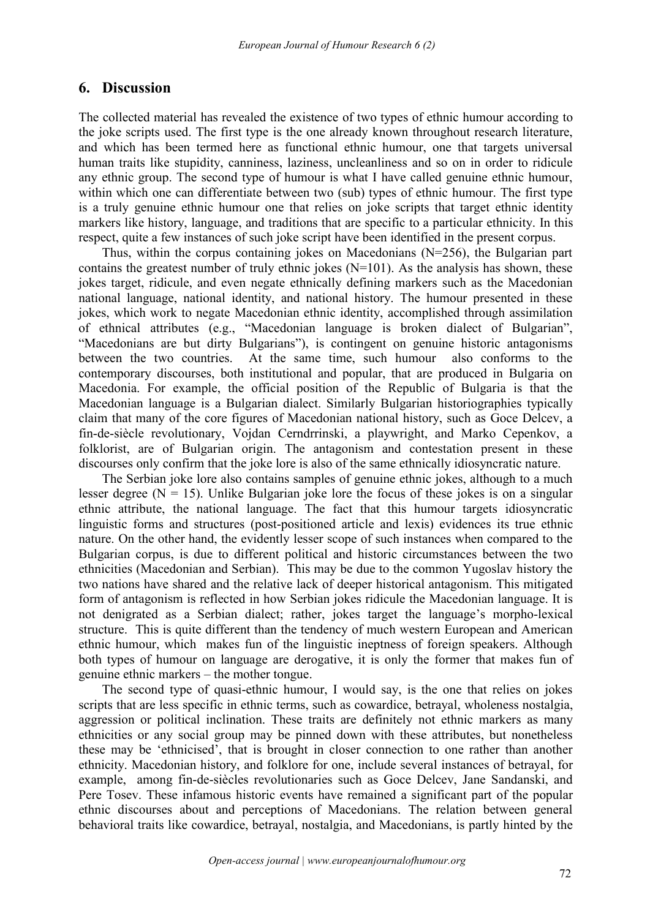## 6. Discussion

The collected material has revealed the existence of two types of ethnic humour according to the joke scripts used. The first type is the one already known throughout research literature, and which has been termed here as functional ethnic humour, one that targets universal human traits like stupidity, canniness, laziness, uncleanliness and so on in order to ridicule any ethnic group. The second type of humour is what I have called genuine ethnic humour, within which one can differentiate between two (sub) types of ethnic humour. The first type is a truly genuine ethnic humour one that relies on joke scripts that target ethnic identity markers like history, language, and traditions that are specific to a particular ethnicity. In this respect, quite a few instances of such joke script have been identified in the present corpus.

Thus, within the corpus containing jokes on Macedonians (N=256), the Bulgarian part contains the greatest number of truly ethnic jokes (N=101). As the analysis has shown, these jokes target, ridicule, and even negate ethnically defining markers such as the Macedonian national language, national identity, and national history. The humour presented in these jokes, which work to negate Macedonian ethnic identity, accomplished through assimilation of ethnical attributes (e.g., "Macedonian language is broken dialect of Bulgarian", "Macedonians are but dirty Bulgarians"), is contingent on genuine historic antagonisms between the two countries. At the same time, such humour also conforms to the contemporary discourses, both institutional and popular, that are produced in Bulgaria on Macedonia. For example, the official position of the Republic of Bulgaria is that the Macedonian language is a Bulgarian dialect. Similarly Bulgarian historiographies typically claim that many of the core figures of Macedonian national history, such as Goce Delcev, a fin-de-siècle revolutionary, Vojdan Cerndrrinski, a playwright, and Marko Cepenkov, a folklorist, are of Bulgarian origin. The antagonism and contestation present in these discourses only confirm that the joke lore is also of the same ethnically idiosyncratic nature.

The Serbian joke lore also contains samples of genuine ethnic jokes, although to a much lesser degree (N = 15). Unlike Bulgarian joke lore the focus of these jokes is on a singular ethnic attribute, the national language. The fact that this humour targets idiosyncratic linguistic forms and structures (post-positioned article and lexis) evidences its true ethnic nature. On the other hand, the evidently lesser scope of such instances when compared to the Bulgarian corpus, is due to different political and historic circumstances between the two ethnicities (Macedonian and Serbian). This may be due to the common Yugoslav history the two nations have shared and the relative lack of deeper historical antagonism. This mitigated form of antagonism is reflected in how Serbian jokes ridicule the Macedonian language. It is not denigrated as a Serbian dialect; rather, jokes target the language's morpho-lexical structure. This is quite different than the tendency of much western European and American ethnic humour, which makes fun of the linguistic ineptness of foreign speakers. Although both types of humour on language are derogative, it is only the former that makes fun of genuine ethnic markers – the mother tongue.

The second type of quasi-ethnic humour, I would say, is the one that relies on jokes scripts that are less specific in ethnic terms, such as cowardice, betrayal, wholeness nostalgia, aggression or political inclination. These traits are definitely not ethnic markers as many ethnicities or any social group may be pinned down with these attributes, but nonetheless these may be 'ethnicised', that is brought in closer connection to one rather than another ethnicity. Macedonian history, and folklore for one, include several instances of betrayal, for example, among fin-de-siècles revolutionaries such as Goce Delcev, Jane Sandanski, and Pere Tosev. These infamous historic events have remained a significant part of the popular ethnic discourses about and perceptions of Macedonians. The relation between general behavioral traits like cowardice, betrayal, nostalgia, and Macedonians, is partly hinted by the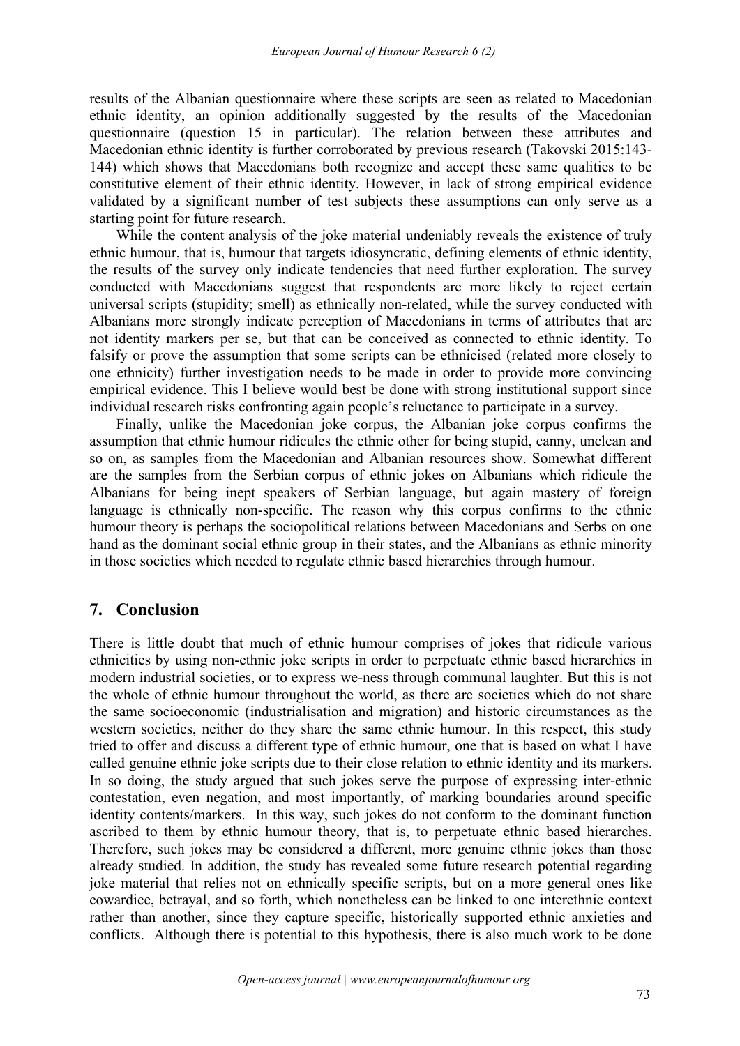results of the Albanian questionnaire where these scripts are seen as related to Macedonian ethnic identity, an opinion additionally suggested by the results of the Macedonian questionnaire (question 15 in particular). The relation between these attributes and Macedonian ethnic identity is further corroborated by previous research (Takovski 2015:143-144) which shows that Macedonians both recognize and accept these same qualities to be constitutive element of their ethnic identity. However, in lack of strong empirical evidence validated by a significant number of test subjects these assumptions can only serve as a starting point for future research.

While the content analysis of the joke material undeniably reveals the existence of truly ethnic humour, that is, humour that targets idiosyncratic, defining elements of ethnic identity, the results of the survey only indicate tendencies that need further exploration. The survey conducted with Macedonians suggest that respondents are more likely to reject certain universal scripts (stupidity; smell) as ethnically non-related, while the survey conducted with Albanians more strongly indicate perception of Macedonians in terms of attributes that are not identity markers per se, but that can be conceived as connected to ethnic identity. To falsify or prove the assumption that some scripts can be ethnicised (related more closely to one ethnicity) further investigation needs to be made in order to provide more convincing empirical evidence. This I believe would best be done with strong institutional support since individual research risks confronting again people's reluctance to participate in a survey.

Finally, unlike the Macedonian joke corpus, the Albanian joke corpus confirms the assumption that ethnic humour ridicules the ethnic other for being stupid, canny, unclean and so on, as samples from the Macedonian and Albanian resources show. Somewhat different are the samples from the Serbian corpus of ethnic jokes on Albanians which ridicule the Albanians for being inept speakers of Serbian language, but again mastery of foreign language is ethnically non-specific. The reason why this corpus confirms to the ethnic humour theory is perhaps the sociopolitical relations between Macedonians and Serbs on one hand as the dominant social ethnic group in their states, and the Albanians as ethnic minority in those societies which needed to regulate ethnic based hierarchies through humour.

## 7. Conclusion

There is little doubt that much of ethnic humour comprises of jokes that ridicule various ethnicities by using non-ethnic joke scripts in order to perpetuate ethnic based hierarchies in modern industrial societies, or to express we-ness through communal laughter. But this is not the whole of ethnic humour throughout the world, as there are societies which do not share the same socioeconomic (industrialisation and migration) and historic circumstances as the western societies, neither do they share the same ethnic humour. In this respect, this study tried to offer and discuss a different type of ethnic humour, one that is based on what I have called genuine ethnic joke scripts due to their close relation to ethnic identity and its markers. In so doing, the study argued that such jokes serve the purpose of expressing inter-ethnic contestation, even negation, and most importantly, of marking boundaries around specific identity contents/markers. In this way, such jokes do not conform to the dominant function ascribed to them by ethnic humour theory, that is, to perpetuate ethnic based hierarches. Therefore, such jokes may be considered a different, more genuine ethnic jokes than those already studied. In addition, the study has revealed some future research potential regarding joke material that relies not on ethnically specific scripts, but on a more general ones like cowardice, betrayal, and so forth, which nonetheless can be linked to one interethnic context rather than another, since they capture specific, historically supported ethnic anxieties and conflicts. Although there is potential to this hypothesis, there is also much work to be done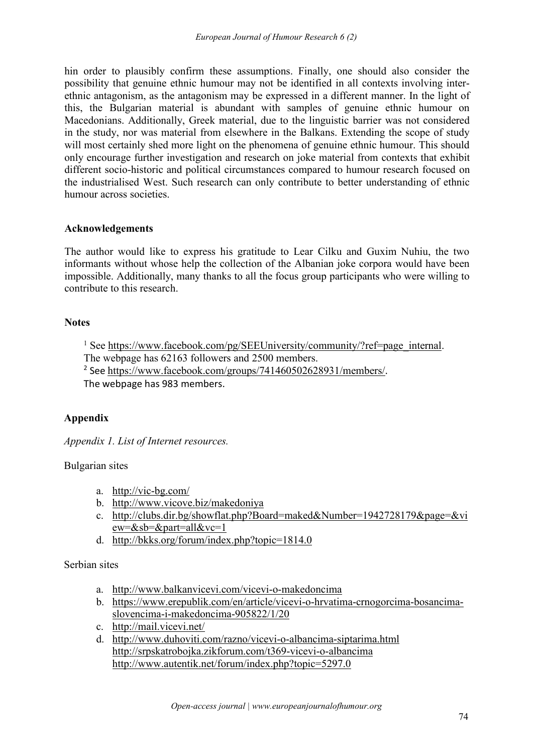hin order to plausibly confirm these assumptions. Finally, one should also consider the possibility that genuine ethnic humour may not be identified in all contexts involving inter-ethnic antagonism, as the antagonism may be expressed in a different manner. In the light of this, the Bulgarian material is abundant with samples of genuine ethnic humour on Macedonians. Additionally, Greek material, due to the linguistic barrier was not considered in the study, nor was material from elsewhere in the Balkans. Extending the scope of study will most certainly shed more light on the phenomena of genuine ethnic humour. This should only encourage further investigation and research on joke material from contexts that exhibit different socio-historic and political circumstances compared to humour research focused on the industrialised West. Such research can only contribute to better understanding of ethnic humour across societies.

## Acknowledgements

The author would like to express his gratitude to Lear Cilku and Guxim Nuhiu, the two informants without whose help the collection of the Albanian joke corpora would have been impossible. Additionally, many thanks to all the focus group participants who were willing to contribute to this research.

## Notes

[1] See https://www.facebook.com/pg/SEEUniversity/community/?ref=page_internal.
The webpage has 62163 followers and 2500 members.

[2] See https://www.facebook.com/groups/741460502628931/members/.
The webpage has 983 members.

## Appendix

*Appendix 1. List of Internet resources.*

Bulgarian sites

a. http://vic-bg.com/
b. http://www.vicove.biz/makedoniya
c. http://clubs.dir.bg/showflat.php?Board=maked&Number=1942728179&page=&view=&sb=&part=all&vc=1
d. http://bkks.org/forum/index.php?topic=1814.0

Serbian sites

a. http://www.balkanvicevi.com/vicevi-o-makedoncima
b. https://www.erepublik.com/en/article/vicevi-o-hrvatima-crnogorcima-bosancima-slovencima-i-makedoncima-905822/1/20
c. http://mail.vicevi.net/
d. http://www.duhoviti.com/razno/vicevi-o-albancima-siptarima.html
   http://srpskatrobojka.zikforum.com/t369-vicevi-o-albancima
   http://www.autentik.net/forum/index.php?topic=5297.0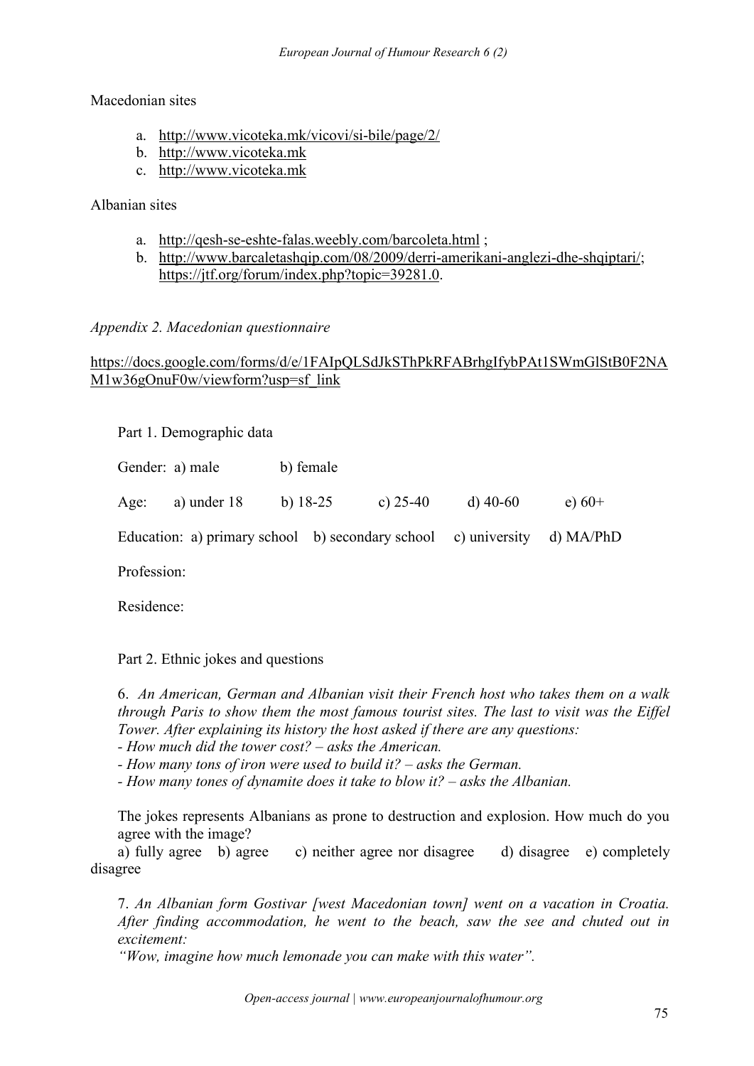Macedonian sites

a. http://www.vicoteka.mk/vicovi/si-bile/page/2/
b. http://www.vicoteka.mk
c. http://www.vicoteka.mk

Albanian sites

a. http://qesh-se-eshte-falas.weebly.com/barcoleta.html ;
b. http://www.barcaletashqip.com/08/2009/derri-amerikani-anglezi-dhe-shqiptari/; https://jtf.org/forum/index.php?topic=39281.0.

*Appendix 2. Macedonian questionnaire*

https://docs.google.com/forms/d/e/1FAIpQLSdJkSThPkRFABrhgIfybPAt1SWmGlStB0F2NAM1w36gOnuF0w/viewform?usp=sf_link

Part 1. Demographic data

Gender: a) male b) female

Age: a) under 18 b) 18-25 c) 25-40 d) 40-60 e) 60+

Education: a) primary school b) secondary school c) university d) MA/PhD

Profession:

Residence:

Part 2. Ethnic jokes and questions

6. *An American, German and Albanian visit their French host who takes them on a walk through Paris to show them the most famous tourist sites. The last to visit was the Eiffel Tower. After explaining its history the host asked if there are any questions:*
*- How much did the tower cost? – asks the American.*
*- How many tons of iron were used to build it? – asks the German.*
*- How many tones of dynamite does it take to blow it? – asks the Albanian.*

The jokes represents Albanians as prone to destruction and explosion. How much do you agree with the image?

a) fully agree b) agree c) neither agree nor disagree d) disagree e) completely disagree

7. *An Albanian form Gostivar [west Macedonian town] went on a vacation in Croatia. After finding accommodation, he went to the beach, saw the see and chuted out in excitement:*
*"Wow, imagine how much lemonade you can make with this water".*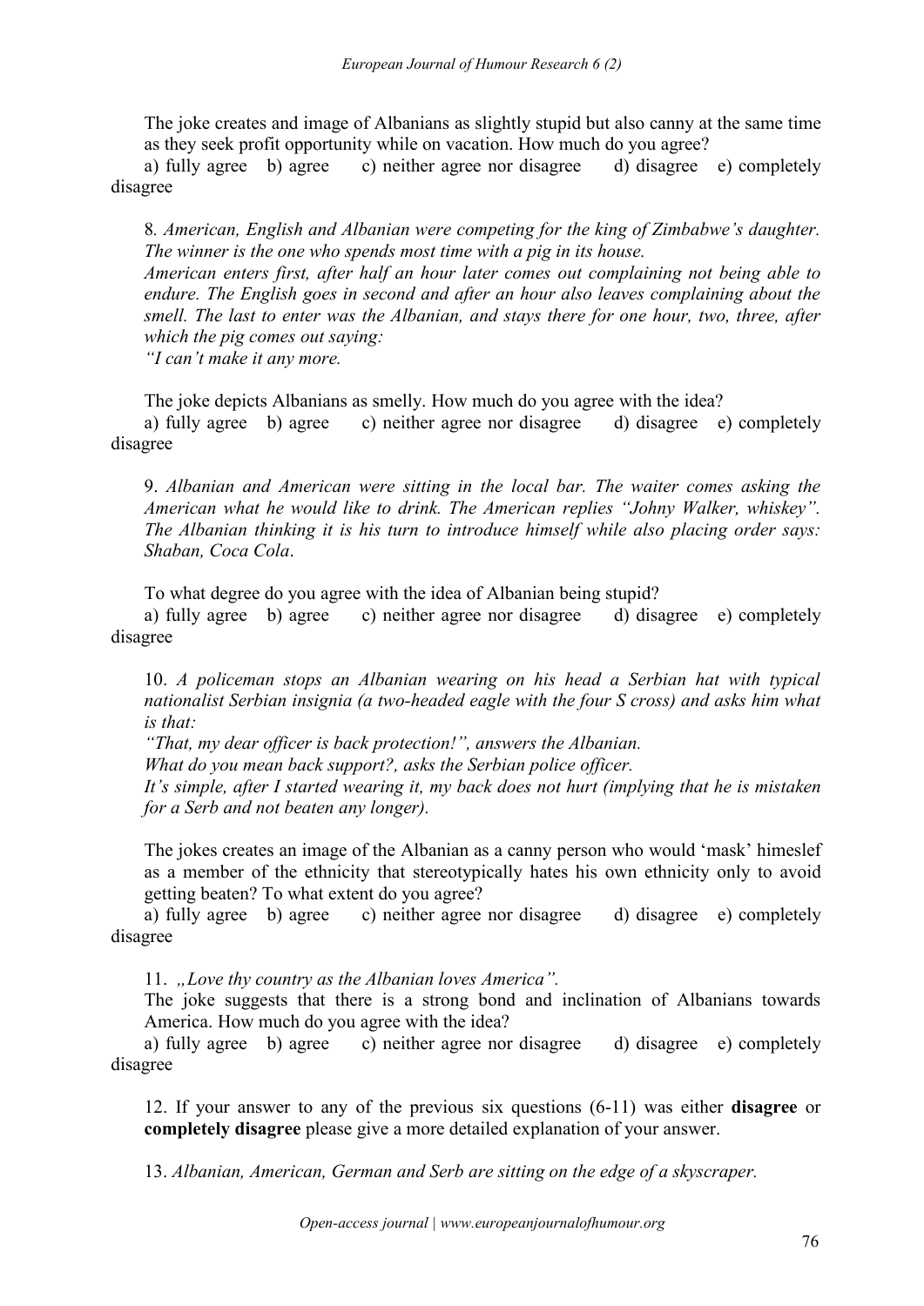The joke creates and image of Albanians as slightly stupid but also canny at the same time as they seek profit opportunity while on vacation. How much do you agree?

a) fully agree b) agree c) neither agree nor disagree d) disagree e) completely disagree

8. *American, English and Albanian were competing for the king of Zimbabwe's daughter. The winner is the one who spends most time with a pig in its house.*
*American enters first, after half an hour later comes out complaining not being able to endure. The English goes in second and after an hour also leaves complaining about the smell. The last to enter was the Albanian, and stays there for one hour, two, three, after which the pig comes out saying:*
*"I can't make it any more.*

The joke depicts Albanians as smelly. How much do you agree with the idea?

a) fully agree b) agree c) neither agree nor disagree d) disagree e) completely disagree

9. *Albanian and American were sitting in the local bar. The waiter comes asking the American what he would like to drink. The American replies "Johny Walker, whiskey". The Albanian thinking it is his turn to introduce himself while also placing order says: Shaban, Coca Cola*.

To what degree do you agree with the idea of Albanian being stupid?

a) fully agree b) agree c) neither agree nor disagree d) disagree e) completely disagree

10. *A policeman stops an Albanian wearing on his head a Serbian hat with typical nationalist Serbian insignia (a two-headed eagle with the four S cross) and asks him what is that:*
*"That, my dear officer is back protection!", answers the Albanian.*
*What do you mean back support?, asks the Serbian police officer.*
*It's simple, after I started wearing it, my back does not hurt (implying that he is mistaken for a Serb and not beaten any longer).*

The jokes creates an image of the Albanian as a canny person who would 'mask' himeslef as a member of the ethnicity that stereotypically hates his own ethnicity only to avoid getting beaten? To what extent do you agree?

a) fully agree b) agree c) neither agree nor disagree d) disagree e) completely disagree

11. *„Love thy country as the Albanian loves America".*

The joke suggests that there is a strong bond and inclination of Albanians towards America. How much do you agree with the idea?

a) fully agree b) agree c) neither agree nor disagree d) disagree e) completely disagree

12. If your answer to any of the previous six questions (6-11) was either **disagree** or **completely disagree** please give a more detailed explanation of your answer.

13. *Albanian, American, German and Serb are sitting on the edge of a skyscraper.*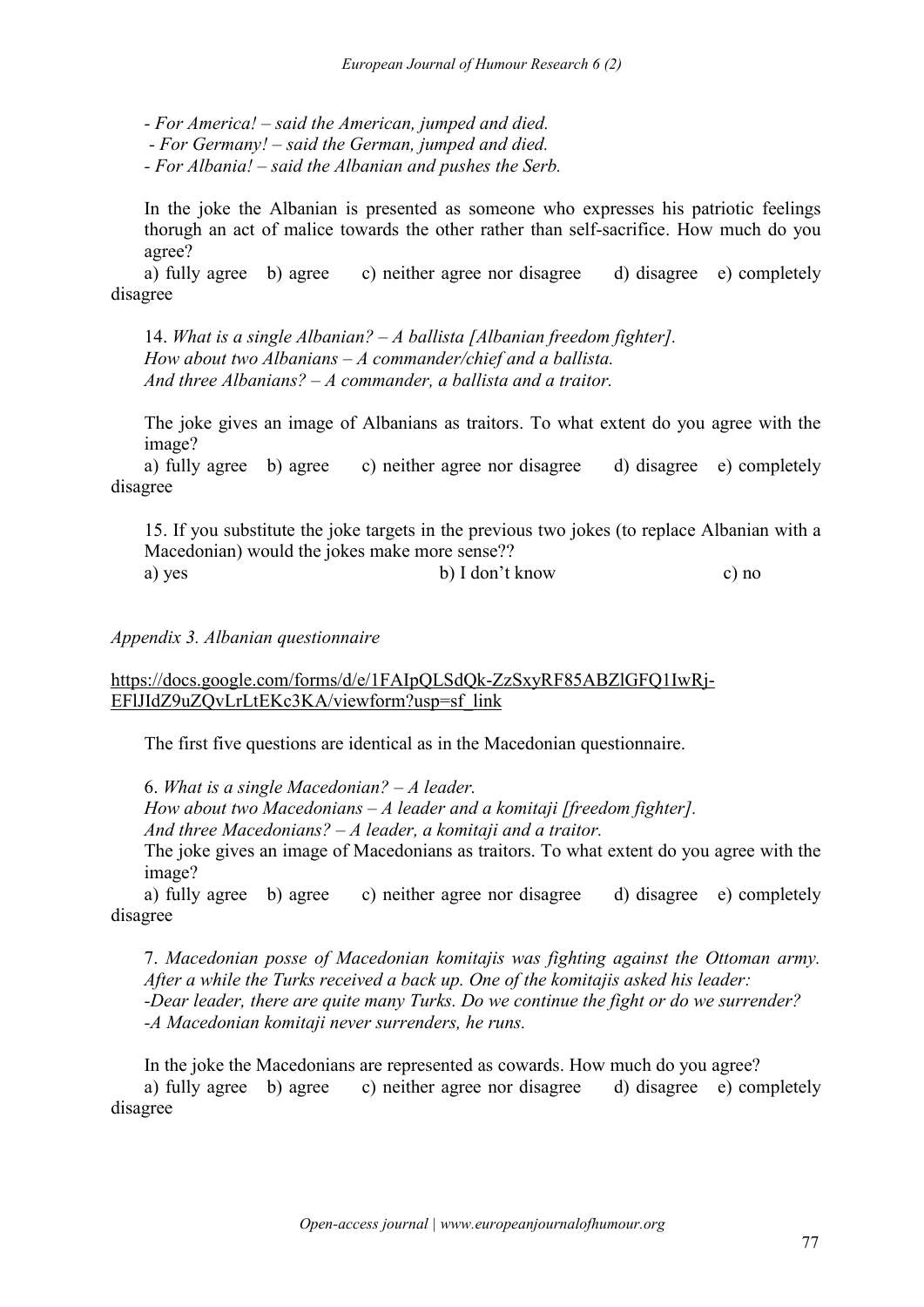*- For America! – said the American, jumped and died.*
*- For Germany! – said the German, jumped and died.*
*- For Albania! – said the Albanian and pushes the Serb.*

In the joke the Albanian is presented as someone who expresses his patriotic feelings thorugh an act of malice towards the other rather than self-sacrifice. How much do you agree?

a) fully agree  b) agree  c) neither agree nor disagree  d) disagree  e) completely disagree

14. *What is a single Albanian? – A ballista [Albanian freedom fighter].*
*How about two Albanians – A commander/chief and a ballista.*
*And three Albanians? – A commander, a ballista and a traitor.*

The joke gives an image of Albanians as traitors. To what extent do you agree with the image?

a) fully agree  b) agree  c) neither agree nor disagree  d) disagree  e) completely disagree

15. If you substitute the joke targets in the previous two jokes (to replace Albanian with a Macedonian) would the jokes make more sense??

a) yes  b) I don't know  c) no

*Appendix 3. Albanian questionnaire*

https://docs.google.com/forms/d/e/1FAIpQLSdQk-ZzSxyRF85ABZlGFQ1IwRj-EFlJIdZ9uZQvLrLtEKc3KA/viewform?usp=sf_link

The first five questions are identical as in the Macedonian questionnaire.

6. *What is a single Macedonian? – A leader.*
*How about two Macedonians – A leader and a komitaji [freedom fighter].*
*And three Macedonians? – A leader, a komitaji and a traitor.*

The joke gives an image of Macedonians as traitors. To what extent do you agree with the image?

a) fully agree  b) agree  c) neither agree nor disagree  d) disagree  e) completely disagree

7. *Macedonian posse of Macedonian komitajis was fighting against the Ottoman army. After a while the Turks received a back up. One of the komitajis asked his leader:*
*-Dear leader, there are quite many Turks. Do we continue the fight or do we surrender?*
*-A Macedonian komitaji never surrenders, he runs.*

In the joke the Macedonians are represented as cowards. How much do you agree?

a) fully agree  b) agree  c) neither agree nor disagree  d) disagree  e) completely disagree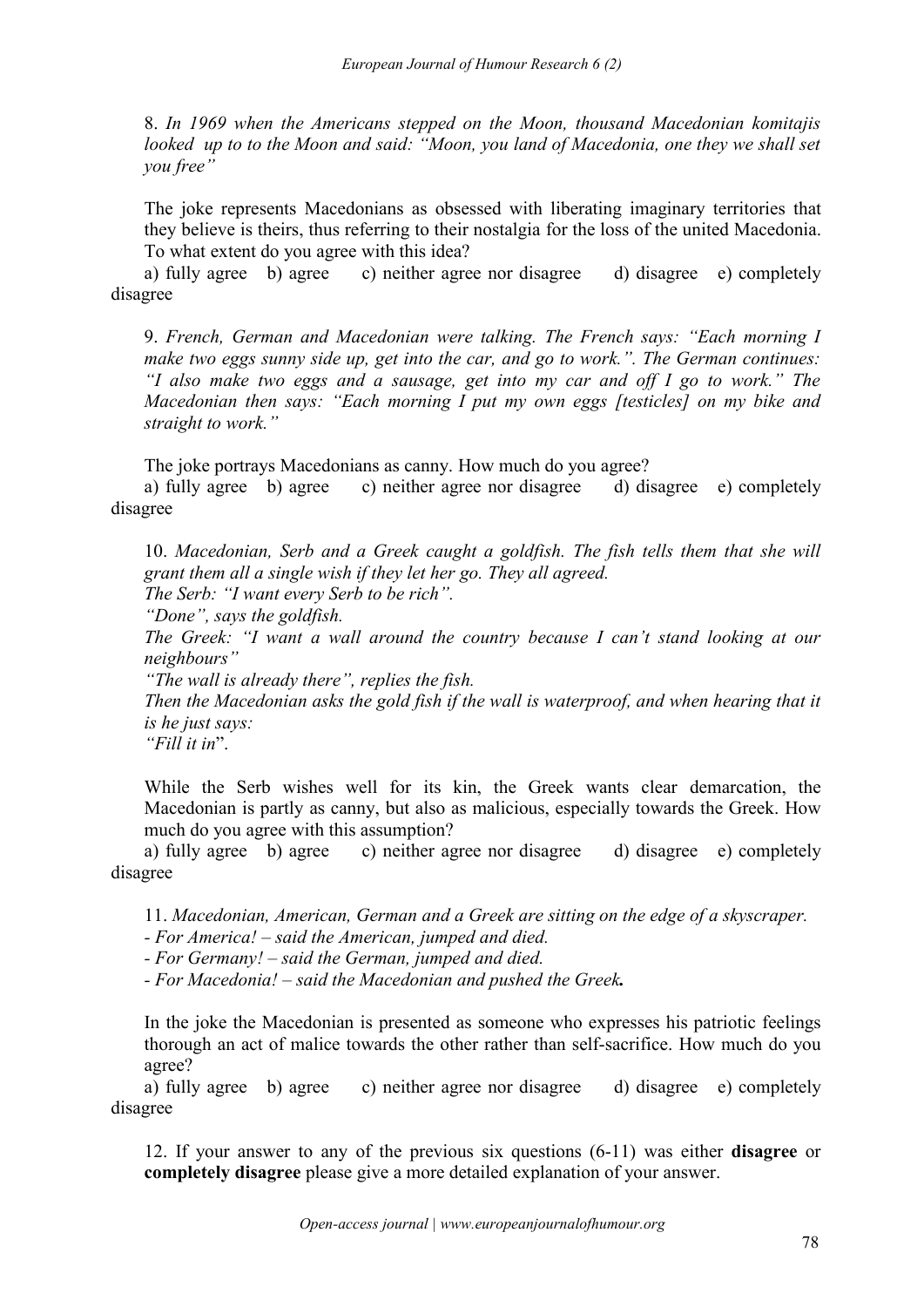8. *In 1969 when the Americans stepped on the Moon, thousand Macedonian komitajis looked up to to the Moon and said: "Moon, you land of Macedonia, one they we shall set you free"*

The joke represents Macedonians as obsessed with liberating imaginary territories that they believe is theirs, thus referring to their nostalgia for the loss of the united Macedonia. To what extent do you agree with this idea?

a) fully agree b) agree c) neither agree nor disagree d) disagree e) completely disagree

9. *French, German and Macedonian were talking. The French says: "Each morning I make two eggs sunny side up, get into the car, and go to work.". The German continues: "I also make two eggs and a sausage, get into my car and off I go to work." The Macedonian then says: "Each morning I put my own eggs [testicles] on my bike and straight to work."*

The joke portrays Macedonians as canny. How much do you agree?

a) fully agree b) agree c) neither agree nor disagree d) disagree e) completely disagree

10. *Macedonian, Serb and a Greek caught a goldfish. The fish tells them that she will grant them all a single wish if they let her go. They all agreed.*
*The Serb: "I want every Serb to be rich".*
*"Done", says the goldfish.*
*The Greek: "I want a wall around the country because I can't stand looking at our neighbours"*
*"The wall is already there", replies the fish.*
*Then the Macedonian asks the gold fish if the wall is waterproof, and when hearing that it is he just says:*
*"Fill it in*".

While the Serb wishes well for its kin, the Greek wants clear demarcation, the Macedonian is partly as canny, but also as malicious, especially towards the Greek. How much do you agree with this assumption?

a) fully agree b) agree c) neither agree nor disagree d) disagree e) completely disagree

11. *Macedonian, American, German and a Greek are sitting on the edge of a skyscraper.*
*- For America! – said the American, jumped and died.*
*- For Germany! – said the German, jumped and died.*
*- For Macedonia! – said the Macedonian and pushed the Greek**.***

In the joke the Macedonian is presented as someone who expresses his patriotic feelings thorough an act of malice towards the other rather than self-sacrifice. How much do you agree?

a) fully agree b) agree c) neither agree nor disagree d) disagree e) completely disagree

12. If your answer to any of the previous six questions (6-11) was either **disagree** or **completely disagree** please give a more detailed explanation of your answer.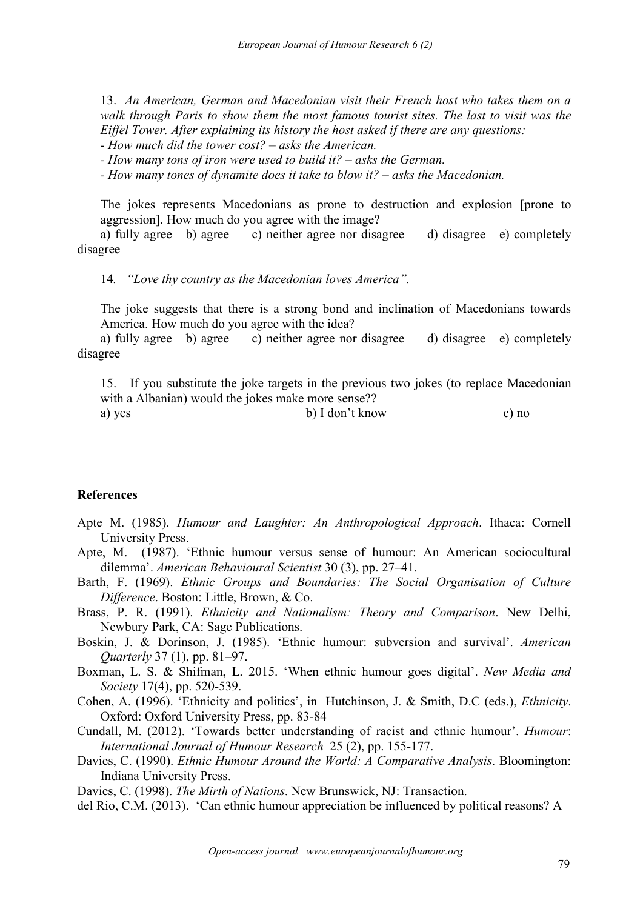13. *An American, German and Macedonian visit their French host who takes them on a walk through Paris to show them the most famous tourist sites. The last to visit was the Eiffel Tower. After explaining its history the host asked if there are any questions:*

*- How much did the tower cost? – asks the American.*

*- How many tons of iron were used to build it? – asks the German.*

*- How many tones of dynamite does it take to blow it? – asks the Macedonian.*

The jokes represents Macedonians as prone to destruction and explosion [prone to aggression]. How much do you agree with the image?

a) fully agree b) agree c) neither agree nor disagree d) disagree e) completely disagree

14. *"Love thy country as the Macedonian loves America".*

The joke suggests that there is a strong bond and inclination of Macedonians towards America. How much do you agree with the idea?

a) fully agree b) agree c) neither agree nor disagree d) disagree e) completely disagree

15. If you substitute the joke targets in the previous two jokes (to replace Macedonian with a Albanian) would the jokes make more sense??

a) yes b) I don't know c) no

**References**

Apte M. (1985). *Humour and Laughter: An Anthropological Approach*. Ithaca: Cornell University Press.

Apte, M. (1987). 'Ethnic humour versus sense of humour: An American sociocultural dilemma'. *American Behavioural Scientist* 30 (3), pp. 27–41.

Barth, F. (1969). *Ethnic Groups and Boundaries: The Social Organisation of Culture Difference*. Boston: Little, Brown, & Co.

Brass, P. R. (1991). *Ethnicity and Nationalism: Theory and Comparison*. New Delhi, Newbury Park, CA: Sage Publications.

Boskin, J. & Dorinson, J. (1985). 'Ethnic humour: subversion and survival'. *American Quarterly* 37 (1), pp. 81–97.

Boxman, L. S. & Shifman, L. 2015. 'When ethnic humour goes digital'. *New Media and Society* 17(4), pp. 520-539.

Cohen, A. (1996). 'Ethnicity and politics', in Hutchinson, J. & Smith, D.C (eds.), *Ethnicity*. Oxford: Oxford University Press, pp. 83-84

Cundall, M. (2012). 'Towards better understanding of racist and ethnic humour'. *Humour*: *International Journal of Humour Research* 25 (2), pp. 155-177.

Davies, C. (1990). *Ethnic Humour Around the World: A Comparative Analysis*. Bloomington: Indiana University Press.

Davies, C. (1998). *The Mirth of Nations*. New Brunswick, NJ: Transaction.

del Rio, C.M. (2013). 'Can ethnic humour appreciation be influenced by political reasons? A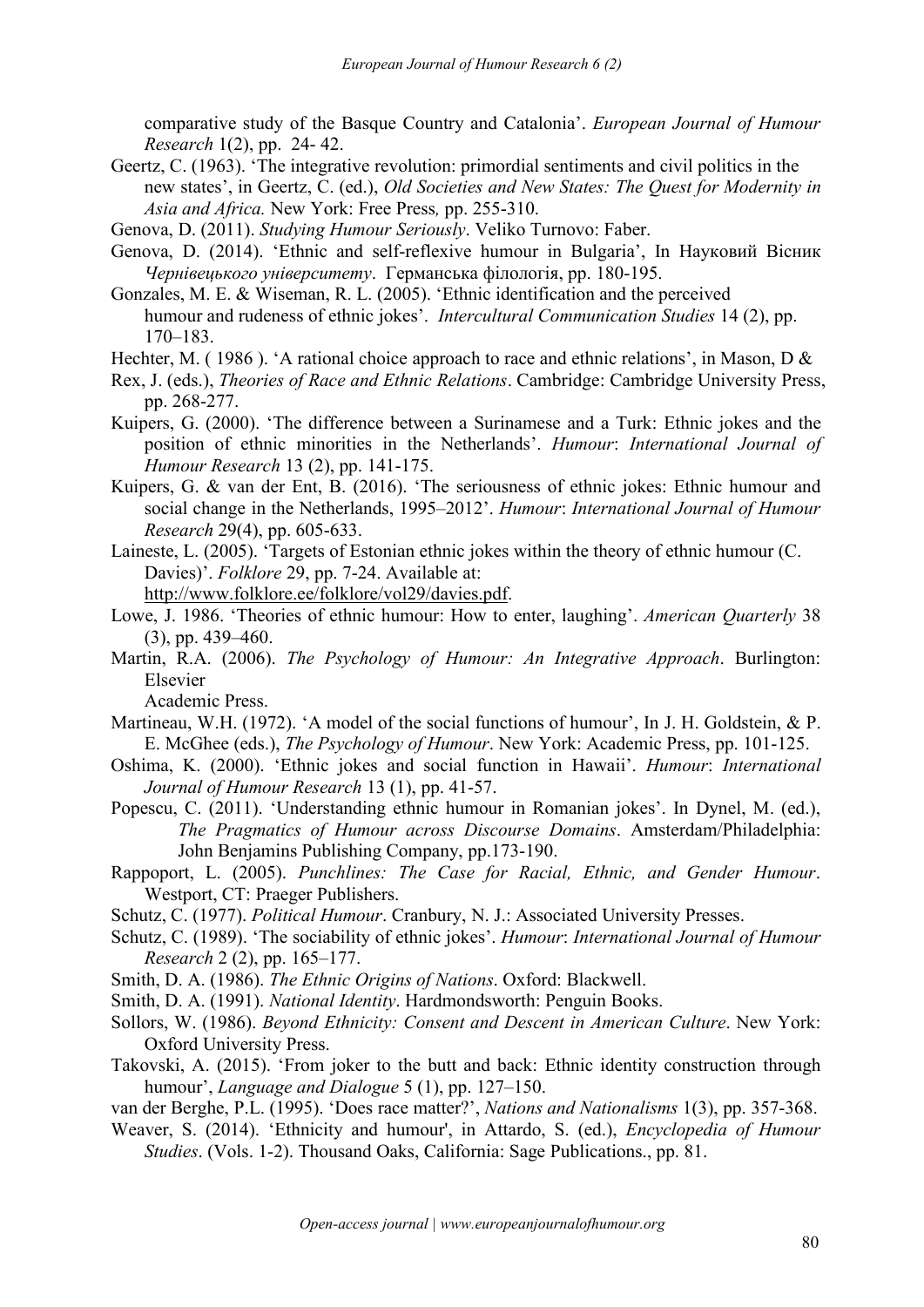comparative study of the Basque Country and Catalonia'. *European Journal of Humour Research* 1(2), pp. 24- 42.

Geertz, C. (1963). 'The integrative revolution: primordial sentiments and civil politics in the new states', in Geertz, C. (ed.), *Old Societies and New States: The Quest for Modernity in Asia and Africa.* New York: Free Press*,* pp. 255-310.

Genova, D. (2011). *Studying Humour Seriously*. Veliko Turnovo: Faber.

Genova, D. (2014). 'Ethnic and self-reflexive humour in Bulgaria', In Науковий Вісник *Чернівецького університету*. Германська філологія, pp. 180-195.

Gonzales, M. E. & Wiseman, R. L. (2005). 'Ethnic identification and the perceived humour and rudeness of ethnic jokes'. *Intercultural Communication Studies* 14 (2), pp. 170–183.

Hechter, M. ( 1986 ). 'A rational choice approach to race and ethnic relations', in Mason, D & Rex, J. (eds.), *Theories of Race and Ethnic Relations*. Cambridge: Cambridge University Press, pp. 268-277.

Kuipers, G. (2000). 'The difference between a Surinamese and a Turk: Ethnic jokes and the position of ethnic minorities in the Netherlands'. *Humour*: *International Journal of Humour Research* 13 (2), pp. 141-175.

Kuipers, G. & van der Ent, B. (2016). 'The seriousness of ethnic jokes: Ethnic humour and social change in the Netherlands, 1995–2012'. *Humour*: *International Journal of Humour Research* 29(4), pp. 605-633.

Laineste, L. (2005). 'Targets of Estonian ethnic jokes within the theory of ethnic humour (C. Davies)'. *Folklore* 29, pp. 7-24. Available at: http://www.folklore.ee/folklore/vol29/davies.pdf.

Lowe, J. 1986. 'Theories of ethnic humour: How to enter, laughing'. *American Quarterly* 38 (3), pp. 439–460.

Martin, R.A. (2006). *The Psychology of Humour: An Integrative Approach*. Burlington: Elsevier Academic Press.

Martineau, W.H. (1972). 'A model of the social functions of humour', In J. H. Goldstein, & P. E. McGhee (eds.), *The Psychology of Humour*. New York: Academic Press, pp. 101-125.

Oshima, K. (2000). 'Ethnic jokes and social function in Hawaii'. *Humour*: *International Journal of Humour Research* 13 (1), pp. 41-57.

Popescu, C. (2011). 'Understanding ethnic humour in Romanian jokes'. In Dynel, M. (ed.), *The Pragmatics of Humour across Discourse Domains*. Amsterdam/Philadelphia: John Benjamins Publishing Company, pp.173-190.

Rappoport, L. (2005). *Punchlines: The Case for Racial, Ethnic, and Gender Humour*. Westport, CT: Praeger Publishers.

Schutz, C. (1977). *Political Humour*. Cranbury, N. J.: Associated University Presses.

Schutz, C. (1989). 'The sociability of ethnic jokes'. *Humour*: *International Journal of Humour Research* 2 (2), pp. 165–177.

Smith, D. A. (1986). *The Ethnic Origins of Nations*. Oxford: Blackwell.

Smith, D. A. (1991). *National Identity*. Hardmondsworth: Penguin Books.

Sollors, W. (1986). *Beyond Ethnicity: Consent and Descent in American Culture*. New York: Oxford University Press.

Takovski, A. (2015). 'From joker to the butt and back: Ethnic identity construction through humour', *Language and Dialogue* 5 (1), pp. 127–150.

van der Berghe, P.L. (1995). 'Does race matter?', *Nations and Nationalisms* 1(3), pp. 357-368.

Weaver, S. (2014). 'Ethnicity and humour', in Attardo, S. (ed.), *Encyclopedia of Humour Studies*. (Vols. 1-2). Thousand Oaks, California: Sage Publications., pp. 81.